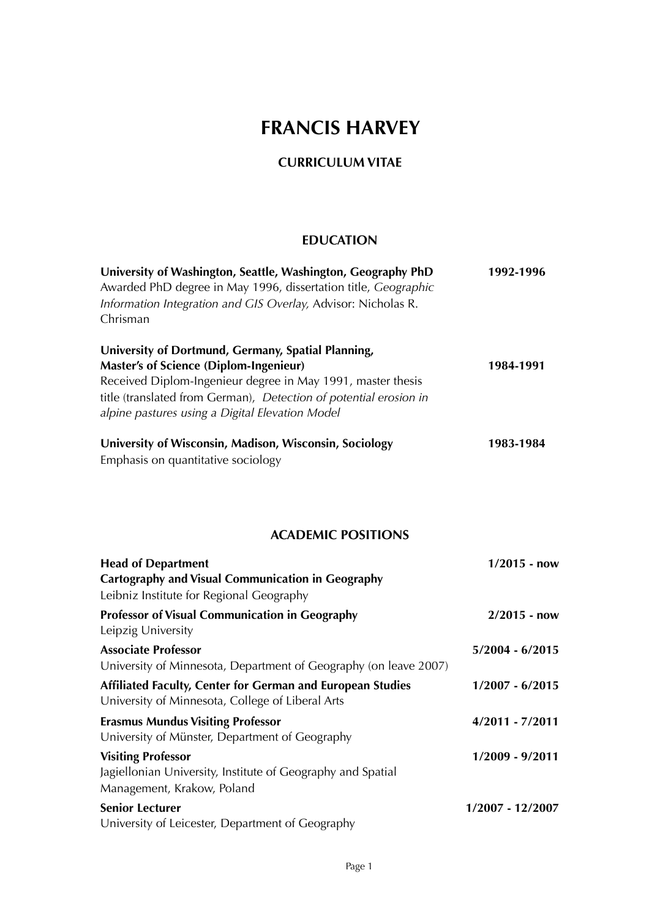# FRANCIS HARVEY

## CURRICULUM VITAE

## EDUCATION

**University of Washington, Seattle, Washington, Geography PhD** **1992-1996**
Awarded PhD degree in May 1996, dissertation title, *Geographic Information Integration and GIS Overlay,* Advisor: Nicholas R. Chrisman

**University of Dortmund, Germany, Spatial Planning, Master's of Science (Diplom-Ingenieur)** **1984-1991**
Received Diplom-Ingenieur degree in May 1991, master thesis title (translated from German), *Detection of potential erosion in alpine pastures using a Digital Elevation Model*

**University of Wisconsin, Madison, Wisconsin, Sociology** **1983-1984**
Emphasis on quantitative sociology

## ACADEMIC POSITIONS

**Head of Department** **1/2015 - now**
**Cartography and Visual Communication in Geography**
Leibniz Institute for Regional Geography

**Professor of Visual Communication in Geography** **2/2015 - now**
Leipzig University

**Associate Professor** **5/2004 - 6/2015**
University of Minnesota, Department of Geography (on leave 2007)

**Affiliated Faculty, Center for German and European Studies** **1/2007 - 6/2015**
University of Minnesota, College of Liberal Arts

**Erasmus Mundus Visiting Professor** **4/2011 - 7/2011**
University of Münster, Department of Geography

**Visiting Professor** **1/2009 - 9/2011**
Jagiellonian University, Institute of Geography and Spatial Management, Krakow, Poland

**Senior Lecturer** **1/2007 - 12/2007**
University of Leicester, Department of Geography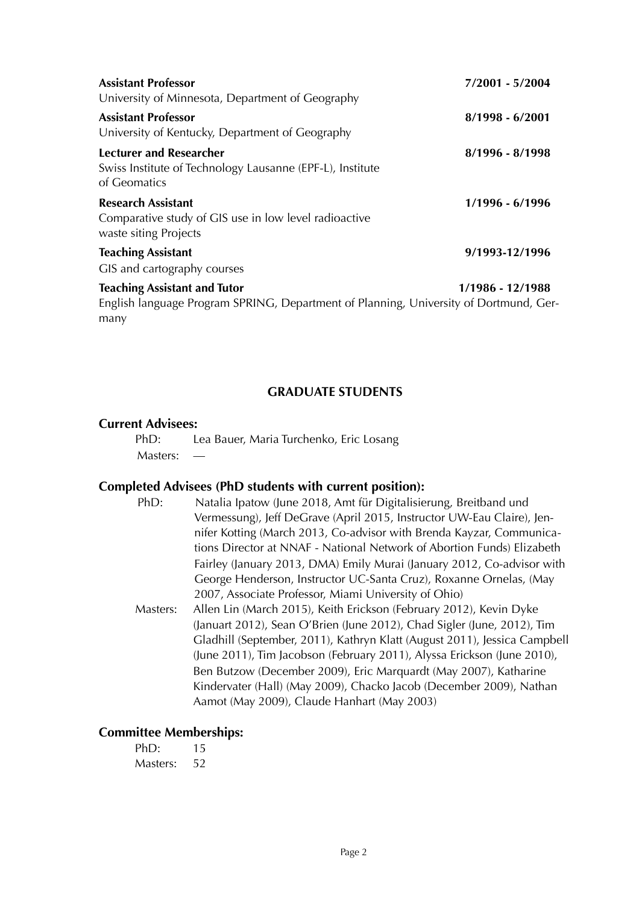**Assistant Professor** — **7/2001 - 5/2004**
University of Minnesota, Department of Geography

**Assistant Professor** — **8/1998 - 6/2001**
University of Kentucky, Department of Geography

**Lecturer and Researcher** — **8/1996 - 8/1998**
Swiss Institute of Technology Lausanne (EPF-L), Institute of Geomatics

**Research Assistant** — **1/1996 - 6/1996**
Comparative study of GIS use in low level radioactive waste siting Projects

**Teaching Assistant** — **9/1993-12/1996**
GIS and cartography courses

**Teaching Assistant and Tutor** — **1/1986 - 12/1988**
English language Program SPRING, Department of Planning, University of Dortmund, Germany

## GRADUATE STUDENTS

### Current Advisees:

PhD: Lea Bauer, Maria Turchenko, Eric Losang

Masters: —

### Completed Advisees (PhD students with current position):

PhD: Natalia Ipatow (June 2018, Amt für Digitalisierung, Breitband und Vermessung), Jeff DeGrave (April 2015, Instructor UW-Eau Claire), Jennifer Kotting (March 2013, Co-advisor with Brenda Kayzar, Communications Director at NNAF - National Network of Abortion Funds) Elizabeth Fairley (January 2013, DMA) Emily Murai (January 2012, Co-advisor with George Henderson, Instructor UC-Santa Cruz), Roxanne Ornelas, (May 2007, Associate Professor, Miami University of Ohio)

Masters: Allen Lin (March 2015), Keith Erickson (February 2012), Kevin Dyke (Januart 2012), Sean O'Brien (June 2012), Chad Sigler (June, 2012), Tim Gladhill (September, 2011), Kathryn Klatt (August 2011), Jessica Campbell (June 2011), Tim Jacobson (February 2011), Alyssa Erickson (June 2010), Ben Butzow (December 2009), Eric Marquardt (May 2007), Katharine Kindervater (Hall) (May 2009), Chacko Jacob (December 2009), Nathan Aamot (May 2009), Claude Hanhart (May 2003)

### Committee Memberships:

PhD: 15

Masters: 52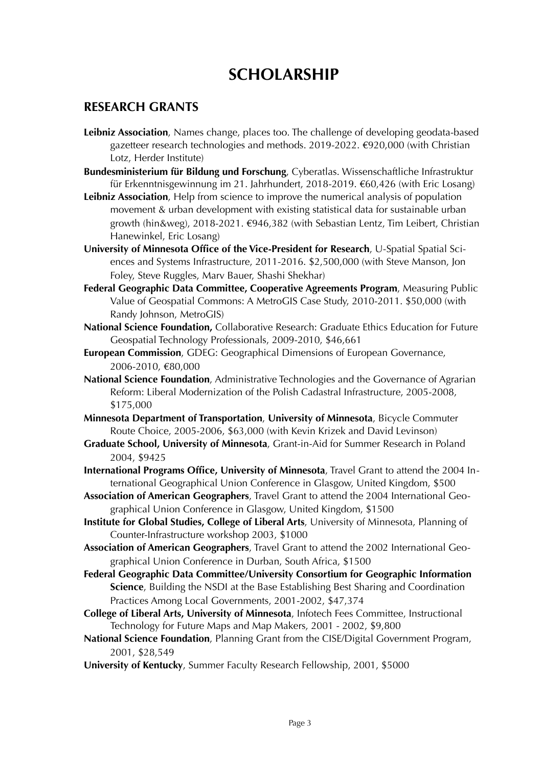# SCHOLARSHIP

## RESEARCH GRANTS

**Leibniz Association**, Names change, places too. The challenge of developing geodata-based gazetteer research technologies and methods. 2019-2022. €920,000 (with Christian Lotz, Herder Institute)

**Bundesministerium für Bildung und Forschung**, Cyberatlas. Wissenschaftliche Infrastruktur für Erkenntnisgewinnung im 21. Jahrhundert, 2018-2019. €60,426 (with Eric Losang)

**Leibniz Association**, Help from science to improve the numerical analysis of population movement & urban development with existing statistical data for sustainable urban growth (hin&weg), 2018-2021. €946,382 (with Sebastian Lentz, Tim Leibert, Christian Hanewinkel, Eric Losang)

**University of Minnesota Office of the Vice-President for Research**, U-Spatial Spatial Sciences and Systems Infrastructure, 2011-2016. $2,500,000 (with Steve Manson, Jon Foley, Steve Ruggles, Marv Bauer, Shashi Shekhar)

**Federal Geographic Data Committee, Cooperative Agreements Program**, Measuring Public Value of Geospatial Commons: A MetroGIS Case Study, 2010-2011. $50,000 (with Randy Johnson, MetroGIS)

**National Science Foundation,** Collaborative Research: Graduate Ethics Education for Future Geospatial Technology Professionals, 2009-2010, $46,661

**European Commission**, GDEG: Geographical Dimensions of European Governance, 2006-2010, €80,000

**National Science Foundation**, Administrative Technologies and the Governance of Agrarian Reform: Liberal Modernization of the Polish Cadastral Infrastructure, 2005-2008, $175,000

**Minnesota Department of Transportation**, **University of Minnesota**, Bicycle Commuter Route Choice, 2005-2006, $63,000 (with Kevin Krizek and David Levinson)

**Graduate School, University of Minnesota**, Grant-in-Aid for Summer Research in Poland 2004, $9425

**International Programs Office, University of Minnesota**, Travel Grant to attend the 2004 International Geographical Union Conference in Glasgow, United Kingdom, $500

**Association of American Geographers**, Travel Grant to attend the 2004 International Geographical Union Conference in Glasgow, United Kingdom, $1500

**Institute for Global Studies, College of Liberal Arts**, University of Minnesota, Planning of Counter-Infrastructure workshop 2003, $1000

**Association of American Geographers**, Travel Grant to attend the 2002 International Geographical Union Conference in Durban, South Africa, $1500

**Federal Geographic Data Committee/University Consortium for Geographic Information Science**, Building the NSDI at the Base Establishing Best Sharing and Coordination Practices Among Local Governments, 2001-2002, $47,374

**College of Liberal Arts, University of Minnesota**, Infotech Fees Committee, Instructional Technology for Future Maps and Map Makers, 2001 - 2002, $9,800

**National Science Foundation**, Planning Grant from the CISE/Digital Government Program, 2001, $28,549

**University of Kentucky**, Summer Faculty Research Fellowship, 2001, $5000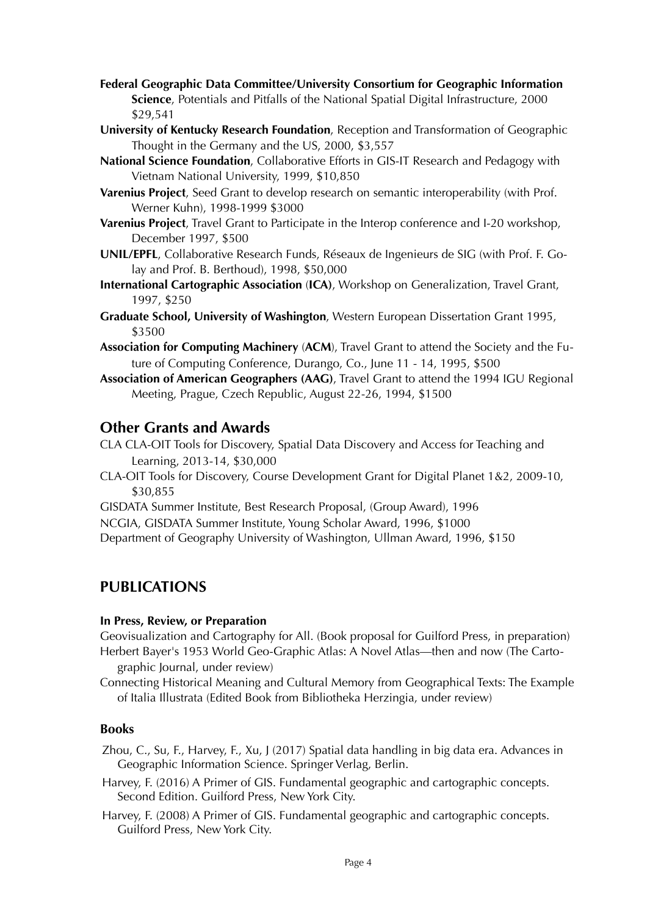**Federal Geographic Data Committee/University Consortium for Geographic Information Science**, Potentials and Pitfalls of the National Spatial Digital Infrastructure, 2000 $29,541

**University of Kentucky Research Foundation**, Reception and Transformation of Geographic Thought in the Germany and the US, 2000, $3,557

**National Science Foundation**, Collaborative Efforts in GIS-IT Research and Pedagogy with Vietnam National University, 1999, $10,850

**Varenius Project**, Seed Grant to develop research on semantic interoperability (with Prof. Werner Kuhn), 1998-1999 $3000

**Varenius Project**, Travel Grant to Participate in the Interop conference and I-20 workshop, December 1997, $500

**UNIL/EPFL**, Collaborative Research Funds, Réseaux de Ingenieurs de SIG (with Prof. F. Golay and Prof. B. Berthoud), 1998, $50,000

**International Cartographic Association** (**ICA)**, Workshop on Generalization, Travel Grant, 1997, $250

**Graduate School, University of Washington**, Western European Dissertation Grant 1995, $3500

**Association for Computing Machinery** (**ACM**), Travel Grant to attend the Society and the Future of Computing Conference, Durango, Co., June 11 - 14, 1995, $500

**Association of American Geographers (AAG)**, Travel Grant to attend the 1994 IGU Regional Meeting, Prague, Czech Republic, August 22-26, 1994, $1500

## Other Grants and Awards

CLA CLA-OIT Tools for Discovery, Spatial Data Discovery and Access for Teaching and Learning, 2013-14, $30,000

CLA-OIT Tools for Discovery, Course Development Grant for Digital Planet 1&2, 2009-10, $30,855

GISDATA Summer Institute, Best Research Proposal, (Group Award), 1996

NCGIA, GISDATA Summer Institute, Young Scholar Award, 1996, $1000

Department of Geography University of Washington, Ullman Award, 1996, $150

## PUBLICATIONS

### In Press, Review, or Preparation

Geovisualization and Cartography for All. (Book proposal for Guilford Press, in preparation)

Herbert Bayer's 1953 World Geo-Graphic Atlas: A Novel Atlas—then and now (The Cartographic Journal, under review)

Connecting Historical Meaning and Cultural Memory from Geographical Texts: The Example of Italia Illustrata (Edited Book from Bibliotheka Herzingia, under review)

### Books

Zhou, C., Su, F., Harvey, F., Xu, J (2017) Spatial data handling in big data era. Advances in Geographic Information Science. Springer Verlag, Berlin.

Harvey, F. (2016) A Primer of GIS. Fundamental geographic and cartographic concepts. Second Edition. Guilford Press, New York City.

Harvey, F. (2008) A Primer of GIS. Fundamental geographic and cartographic concepts. Guilford Press, New York City.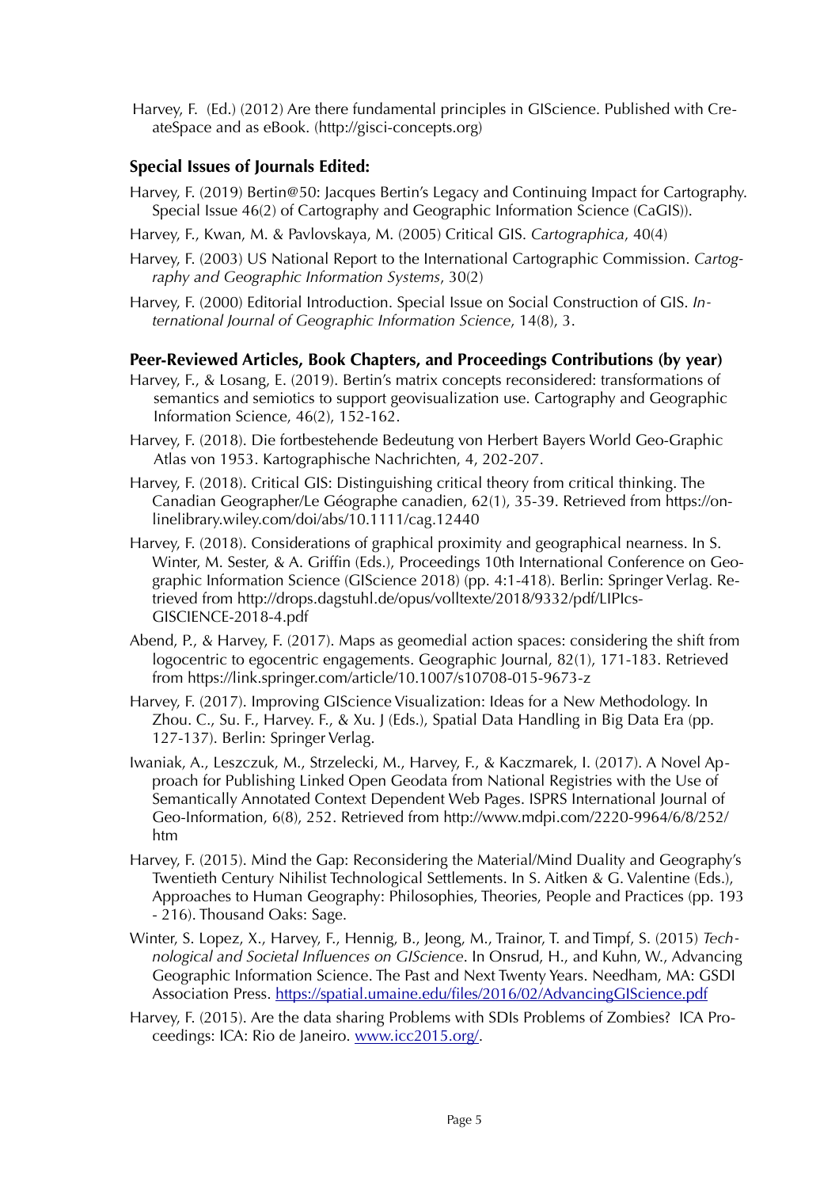Harvey, F. (Ed.) (2012) Are there fundamental principles in GIScience. Published with CreateSpace and as eBook. (http://gisci-concepts.org)

### Special Issues of Journals Edited:

Harvey, F. (2019) Bertin@50: Jacques Bertin's Legacy and Continuing Impact for Cartography. Special Issue 46(2) of Cartography and Geographic Information Science (CaGIS)).

Harvey, F., Kwan, M. & Pavlovskaya, M. (2005) Critical GIS. *Cartographica*, 40(4)

Harvey, F. (2003) US National Report to the International Cartographic Commission. *Cartography and Geographic Information Systems*, 30(2)

Harvey, F. (2000) Editorial Introduction. Special Issue on Social Construction of GIS. *International Journal of Geographic Information Science*, 14(8), 3.

### Peer-Reviewed Articles, Book Chapters, and Proceedings Contributions (by year)

Harvey, F., & Losang, E. (2019). Bertin's matrix concepts reconsidered: transformations of semantics and semiotics to support geovisualization use. Cartography and Geographic Information Science, 46(2), 152-162.

Harvey, F. (2018). Die fortbestehende Bedeutung von Herbert Bayers World Geo-Graphic Atlas von 1953. Kartographische Nachrichten, 4, 202-207.

Harvey, F. (2018). Critical GIS: Distinguishing critical theory from critical thinking. The Canadian Geographer/Le Géographe canadien, 62(1), 35-39. Retrieved from https://onlinelibrary.wiley.com/doi/abs/10.1111/cag.12440

Harvey, F. (2018). Considerations of graphical proximity and geographical nearness. In S. Winter, M. Sester, & A. Griffin (Eds.), Proceedings 10th International Conference on Geographic Information Science (GIScience 2018) (pp. 4:1-418). Berlin: Springer Verlag. Retrieved from http://drops.dagstuhl.de/opus/volltexte/2018/9332/pdf/LIPIcs-GISCIENCE-2018-4.pdf

Abend, P., & Harvey, F. (2017). Maps as geomedial action spaces: considering the shift from logocentric to egocentric engagements. Geographic Journal, 82(1), 171-183. Retrieved from https://link.springer.com/article/10.1007/s10708-015-9673-z

Harvey, F. (2017). Improving GIScience Visualization: Ideas for a New Methodology. In Zhou. C., Su. F., Harvey. F., & Xu. J (Eds.), Spatial Data Handling in Big Data Era (pp. 127-137). Berlin: Springer Verlag.

Iwaniak, A., Leszczuk, M., Strzelecki, M., Harvey, F., & Kaczmarek, I. (2017). A Novel Approach for Publishing Linked Open Geodata from National Registries with the Use of Semantically Annotated Context Dependent Web Pages. ISPRS International Journal of Geo-Information, 6(8), 252. Retrieved from http://www.mdpi.com/2220-9964/6/8/252/htm

Harvey, F. (2015). Mind the Gap: Reconsidering the Material/Mind Duality and Geography's Twentieth Century Nihilist Technological Settlements. In S. Aitken & G. Valentine (Eds.), Approaches to Human Geography: Philosophies, Theories, People and Practices (pp. 193 - 216). Thousand Oaks: Sage.

Winter, S. Lopez, X., Harvey, F., Hennig, B., Jeong, M., Trainor, T. and Timpf, S. (2015) *Technological and Societal Influences on GIScience*. In Onsrud, H., and Kuhn, W., Advancing Geographic Information Science. The Past and Next Twenty Years. Needham, MA: GSDI Association Press. https://spatial.umaine.edu/files/2016/02/AdvancingGIScience.pdf

Harvey, F. (2015). Are the data sharing Problems with SDIs Problems of Zombies? ICA Proceedings: ICA: Rio de Janeiro. www.icc2015.org/.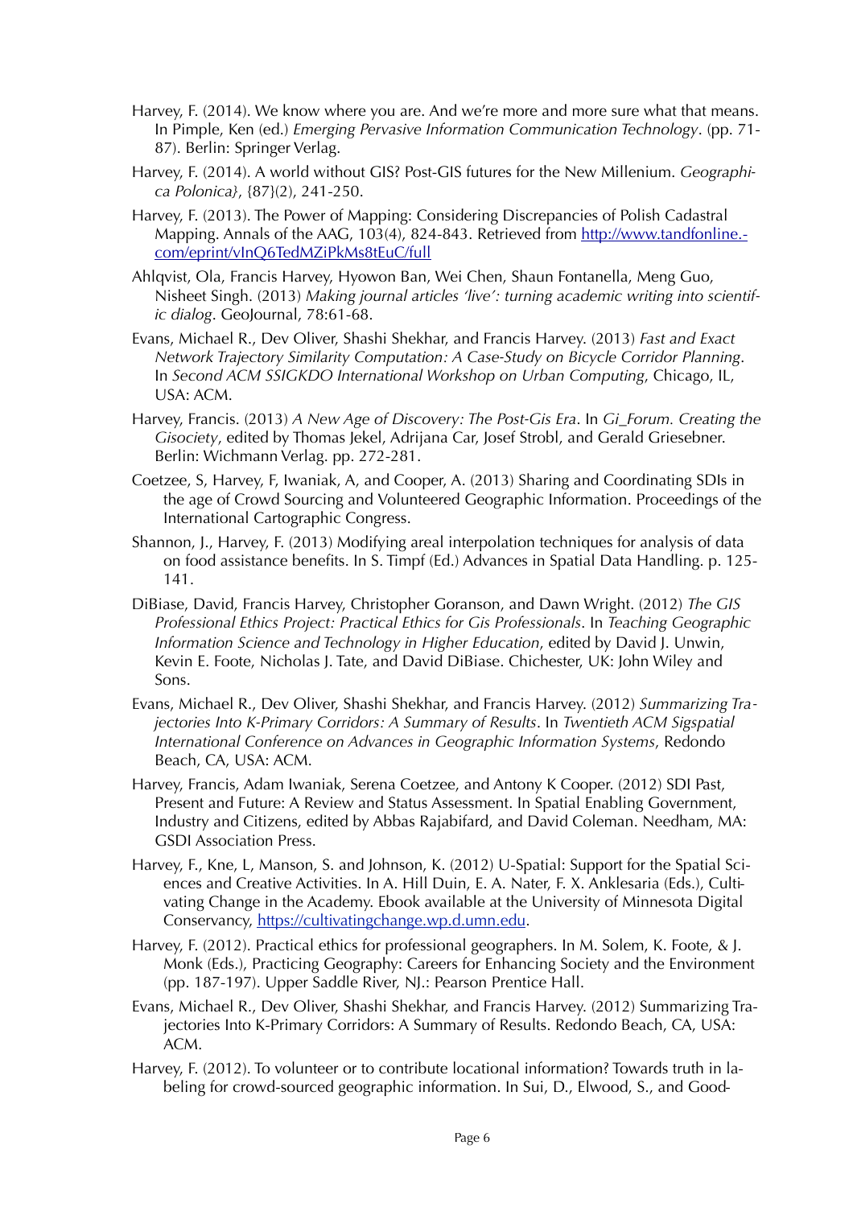Harvey, F. (2014). We know where you are. And we're more and more sure what that means. In Pimple, Ken (ed.) *Emerging Pervasive Information Communication Technology*. (pp. 71-87). Berlin: Springer Verlag.

Harvey, F. (2014). A world without GIS? Post-GIS futures for the New Millenium. *Geographica Polonica}*, {87}(2), 241-250.

Harvey, F. (2013). The Power of Mapping: Considering Discrepancies of Polish Cadastral Mapping. Annals of the AAG, 103(4), 824-843. Retrieved from [http://www.tandfonline.com/eprint/vInQ6TedMZiPkMs8tEuC/full](http://www.tandfonline.com/eprint/vInQ6TedMZiPkMs8tEuC/full)

Ahlqvist, Ola, Francis Harvey, Hyowon Ban, Wei Chen, Shaun Fontanella, Meng Guo, Nisheet Singh. (2013) *Making journal articles 'live': turning academic writing into scientific dialog*. GeoJournal, 78:61-68.

Evans, Michael R., Dev Oliver, Shashi Shekhar, and Francis Harvey. (2013) *Fast and Exact Network Trajectory Similarity Computation: A Case-Study on Bicycle Corridor Planning*. In *Second ACM SSIGKDO International Workshop on Urban Computing*, Chicago, IL, USA: ACM.

Harvey, Francis. (2013) *A New Age of Discovery: The Post-Gis Era*. In *Gi_Forum. Creating the Gisociety*, edited by Thomas Jekel, Adrijana Car, Josef Strobl, and Gerald Griesebner. Berlin: Wichmann Verlag. pp. 272-281.

Coetzee, S, Harvey, F, Iwaniak, A, and Cooper, A. (2013) Sharing and Coordinating SDIs in the age of Crowd Sourcing and Volunteered Geographic Information. Proceedings of the International Cartographic Congress.

Shannon, J., Harvey, F. (2013) Modifying areal interpolation techniques for analysis of data on food assistance benefits. In S. Timpf (Ed.) Advances in Spatial Data Handling. p. 125-141.

DiBiase, David, Francis Harvey, Christopher Goranson, and Dawn Wright. (2012) *The GIS Professional Ethics Project: Practical Ethics for Gis Professionals*. In *Teaching Geographic Information Science and Technology in Higher Education*, edited by David J. Unwin, Kevin E. Foote, Nicholas J. Tate, and David DiBiase. Chichester, UK: John Wiley and Sons.

Evans, Michael R., Dev Oliver, Shashi Shekhar, and Francis Harvey. (2012) *Summarizing Trajectories Into K-Primary Corridors: A Summary of Results*. In *Twentieth ACM Sigspatial International Conference on Advances in Geographic Information Systems*, Redondo Beach, CA, USA: ACM.

Harvey, Francis, Adam Iwaniak, Serena Coetzee, and Antony K Cooper. (2012) SDI Past, Present and Future: A Review and Status Assessment. In Spatial Enabling Government, Industry and Citizens, edited by Abbas Rajabifard, and David Coleman. Needham, MA: GSDI Association Press.

Harvey, F., Kne, L, Manson, S. and Johnson, K. (2012) U-Spatial: Support for the Spatial Sciences and Creative Activities. In A. Hill Duin, E. A. Nater, F. X. Anklesaria (Eds.), Cultivating Change in the Academy. Ebook available at the University of Minnesota Digital Conservancy, [https://cultivatingchange.wp.d.umn.edu](https://cultivatingchange.wp.d.umn.edu).

Harvey, F. (2012). Practical ethics for professional geographers. In M. Solem, K. Foote, & J. Monk (Eds.), Practicing Geography: Careers for Enhancing Society and the Environment (pp. 187-197). Upper Saddle River, NJ.: Pearson Prentice Hall.

Evans, Michael R., Dev Oliver, Shashi Shekhar, and Francis Harvey. (2012) Summarizing Trajectories Into K-Primary Corridors: A Summary of Results. Redondo Beach, CA, USA: ACM.

Harvey, F. (2012). To volunteer or to contribute locational information? Towards truth in labeling for crowd-sourced geographic information. In Sui, D., Elwood, S., and Good-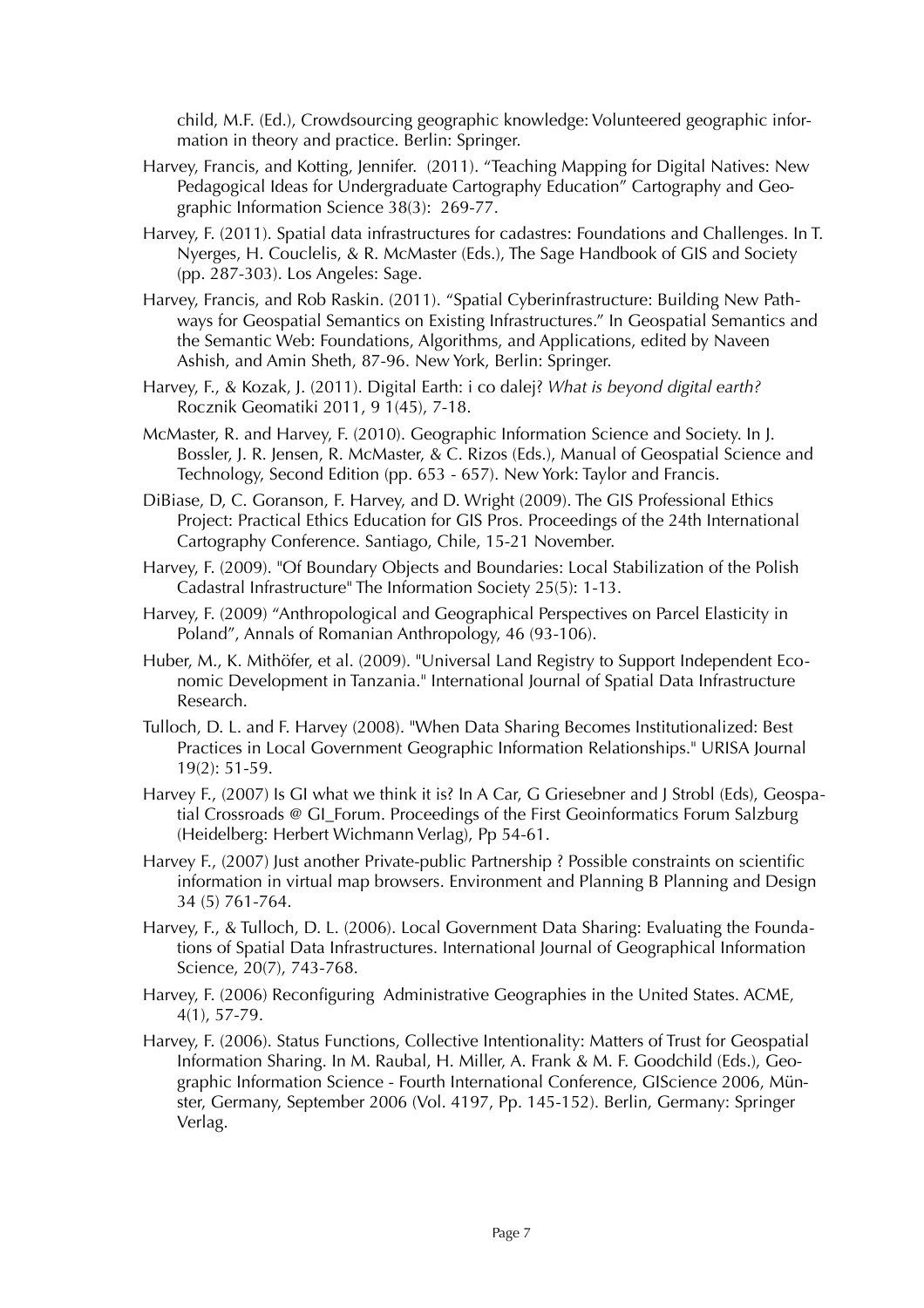child, M.F. (Ed.), Crowdsourcing geographic knowledge: Volunteered geographic information in theory and practice. Berlin: Springer.

Harvey, Francis, and Kotting, Jennifer. (2011). "Teaching Mapping for Digital Natives: New Pedagogical Ideas for Undergraduate Cartography Education" Cartography and Geographic Information Science 38(3): 269-77.

Harvey, F. (2011). Spatial data infrastructures for cadastres: Foundations and Challenges. In T. Nyerges, H. Couclelis, & R. McMaster (Eds.), The Sage Handbook of GIS and Society (pp. 287-303). Los Angeles: Sage.

Harvey, Francis, and Rob Raskin. (2011). "Spatial Cyberinfrastructure: Building New Pathways for Geospatial Semantics on Existing Infrastructures." In Geospatial Semantics and the Semantic Web: Foundations, Algorithms, and Applications, edited by Naveen Ashish, and Amin Sheth, 87-96. New York, Berlin: Springer.

Harvey, F., & Kozak, J. (2011). Digital Earth: i co dalej? *What is beyond digital earth?* Rocznik Geomatiki 2011, 9 1(45), 7-18.

McMaster, R. and Harvey, F. (2010). Geographic Information Science and Society. In J. Bossler, J. R. Jensen, R. McMaster, & C. Rizos (Eds.), Manual of Geospatial Science and Technology, Second Edition (pp. 653 - 657). New York: Taylor and Francis.

DiBiase, D, C. Goranson, F. Harvey, and D. Wright (2009). The GIS Professional Ethics Project: Practical Ethics Education for GIS Pros. Proceedings of the 24th International Cartography Conference. Santiago, Chile, 15-21 November.

Harvey, F. (2009). "Of Boundary Objects and Boundaries: Local Stabilization of the Polish Cadastral Infrastructure" The Information Society 25(5): 1-13.

Harvey, F. (2009) "Anthropological and Geographical Perspectives on Parcel Elasticity in Poland", Annals of Romanian Anthropology, 46 (93-106).

Huber, M., K. Mithöfer, et al. (2009). "Universal Land Registry to Support Independent Economic Development in Tanzania." International Journal of Spatial Data Infrastructure Research.

Tulloch, D. L. and F. Harvey (2008). "When Data Sharing Becomes Institutionalized: Best Practices in Local Government Geographic Information Relationships." URISA Journal 19(2): 51-59.

Harvey F., (2007) Is GI what we think it is? In A Car, G Griesebner and J Strobl (Eds), Geospatial Crossroads @ GI_Forum. Proceedings of the First Geoinformatics Forum Salzburg (Heidelberg: Herbert Wichmann Verlag), Pp 54-61.

Harvey F., (2007) Just another Private-public Partnership ? Possible constraints on scientific information in virtual map browsers. Environment and Planning B Planning and Design 34 (5) 761-764.

Harvey, F., & Tulloch, D. L. (2006). Local Government Data Sharing: Evaluating the Foundations of Spatial Data Infrastructures. International Journal of Geographical Information Science, 20(7), 743-768.

Harvey, F. (2006) Reconfiguring Administrative Geographies in the United States. ACME, 4(1), 57-79.

Harvey, F. (2006). Status Functions, Collective Intentionality: Matters of Trust for Geospatial Information Sharing. In M. Raubal, H. Miller, A. Frank & M. F. Goodchild (Eds.), Geographic Information Science - Fourth International Conference, GIScience 2006, Münster, Germany, September 2006 (Vol. 4197, Pp. 145-152). Berlin, Germany: Springer Verlag.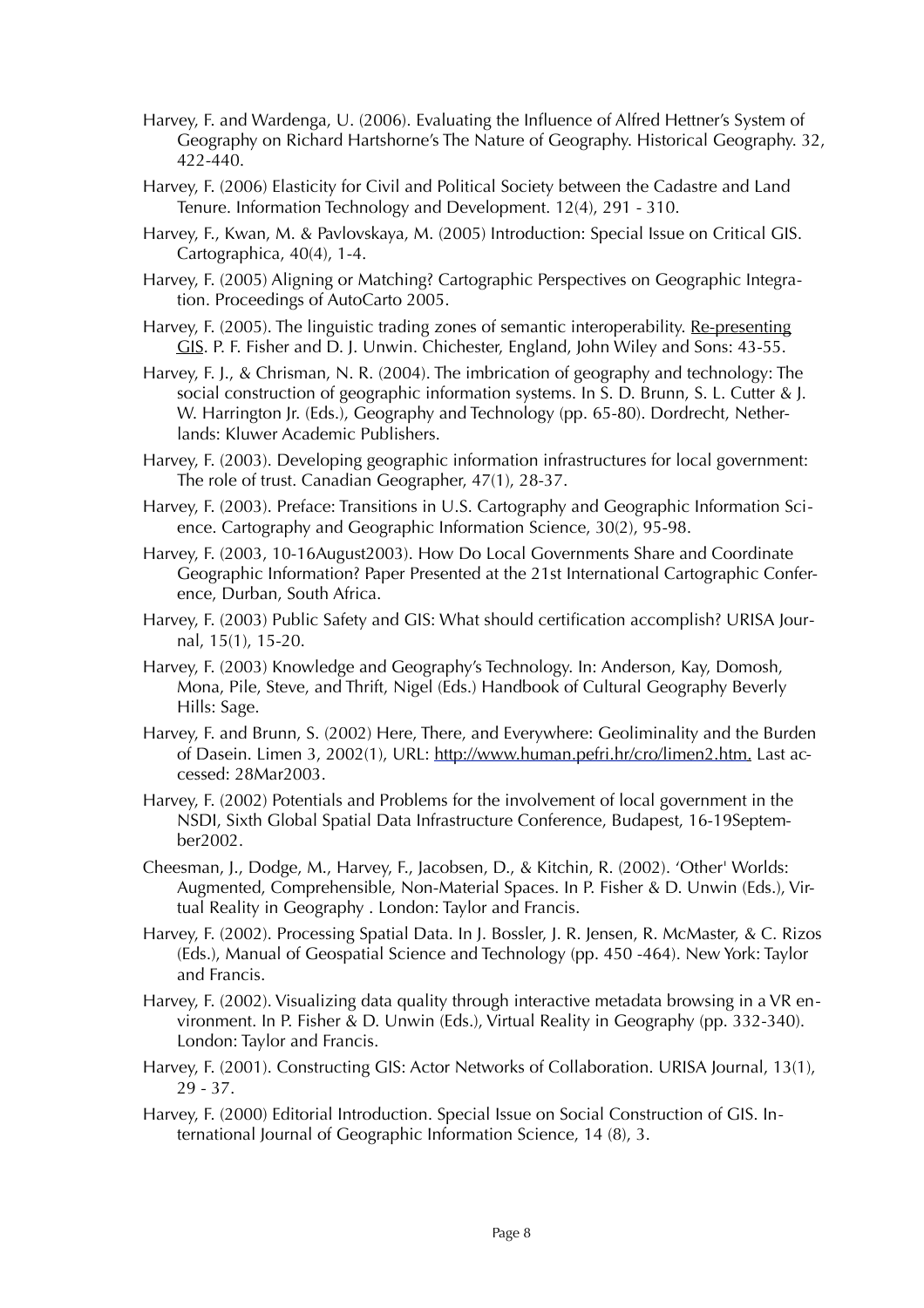Harvey, F. and Wardenga, U. (2006). Evaluating the Influence of Alfred Hettner's System of Geography on Richard Hartshorne's The Nature of Geography. Historical Geography. 32, 422-440.

Harvey, F. (2006) Elasticity for Civil and Political Society between the Cadastre and Land Tenure. Information Technology and Development. 12(4), 291 - 310.

Harvey, F., Kwan, M. & Pavlovskaya, M. (2005) Introduction: Special Issue on Critical GIS. Cartographica, 40(4), 1-4.

Harvey, F. (2005) Aligning or Matching? Cartographic Perspectives on Geographic Integration. Proceedings of AutoCarto 2005.

Harvey, F. (2005). The linguistic trading zones of semantic interoperability. Re-presenting GIS. P. F. Fisher and D. J. Unwin. Chichester, England, John Wiley and Sons: 43-55.

Harvey, F. J., & Chrisman, N. R. (2004). The imbrication of geography and technology: The social construction of geographic information systems. In S. D. Brunn, S. L. Cutter & J. W. Harrington Jr. (Eds.), Geography and Technology (pp. 65-80). Dordrecht, Netherlands: Kluwer Academic Publishers.

Harvey, F. (2003). Developing geographic information infrastructures for local government: The role of trust. Canadian Geographer, 47(1), 28-37.

Harvey, F. (2003). Preface: Transitions in U.S. Cartography and Geographic Information Science. Cartography and Geographic Information Science, 30(2), 95-98.

Harvey, F. (2003, 10-16August2003). How Do Local Governments Share and Coordinate Geographic Information? Paper Presented at the 21st International Cartographic Conference, Durban, South Africa.

Harvey, F. (2003) Public Safety and GIS: What should certification accomplish? URISA Journal, 15(1), 15-20.

Harvey, F. (2003) Knowledge and Geography's Technology. In: Anderson, Kay, Domosh, Mona, Pile, Steve, and Thrift, Nigel (Eds.) Handbook of Cultural Geography Beverly Hills: Sage.

Harvey, F. and Brunn, S. (2002) Here, There, and Everywhere: Geoliminality and the Burden of Dasein. Limen 3, 2002(1), URL: http://www.human.pefri.hr/cro/limen2.htm. Last accessed: 28Mar2003.

Harvey, F. (2002) Potentials and Problems for the involvement of local government in the NSDI, Sixth Global Spatial Data Infrastructure Conference, Budapest, 16-19September2002.

Cheesman, J., Dodge, M., Harvey, F., Jacobsen, D., & Kitchin, R. (2002). 'Other' Worlds: Augmented, Comprehensible, Non-Material Spaces. In P. Fisher & D. Unwin (Eds.), Virtual Reality in Geography . London: Taylor and Francis.

Harvey, F. (2002). Processing Spatial Data. In J. Bossler, J. R. Jensen, R. McMaster, & C. Rizos (Eds.), Manual of Geospatial Science and Technology (pp. 450 -464). New York: Taylor and Francis.

Harvey, F. (2002). Visualizing data quality through interactive metadata browsing in a VR environment. In P. Fisher & D. Unwin (Eds.), Virtual Reality in Geography (pp. 332-340). London: Taylor and Francis.

Harvey, F. (2001). Constructing GIS: Actor Networks of Collaboration. URISA Journal, 13(1), 29 - 37.

Harvey, F. (2000) Editorial Introduction. Special Issue on Social Construction of GIS. International Journal of Geographic Information Science, 14 (8), 3.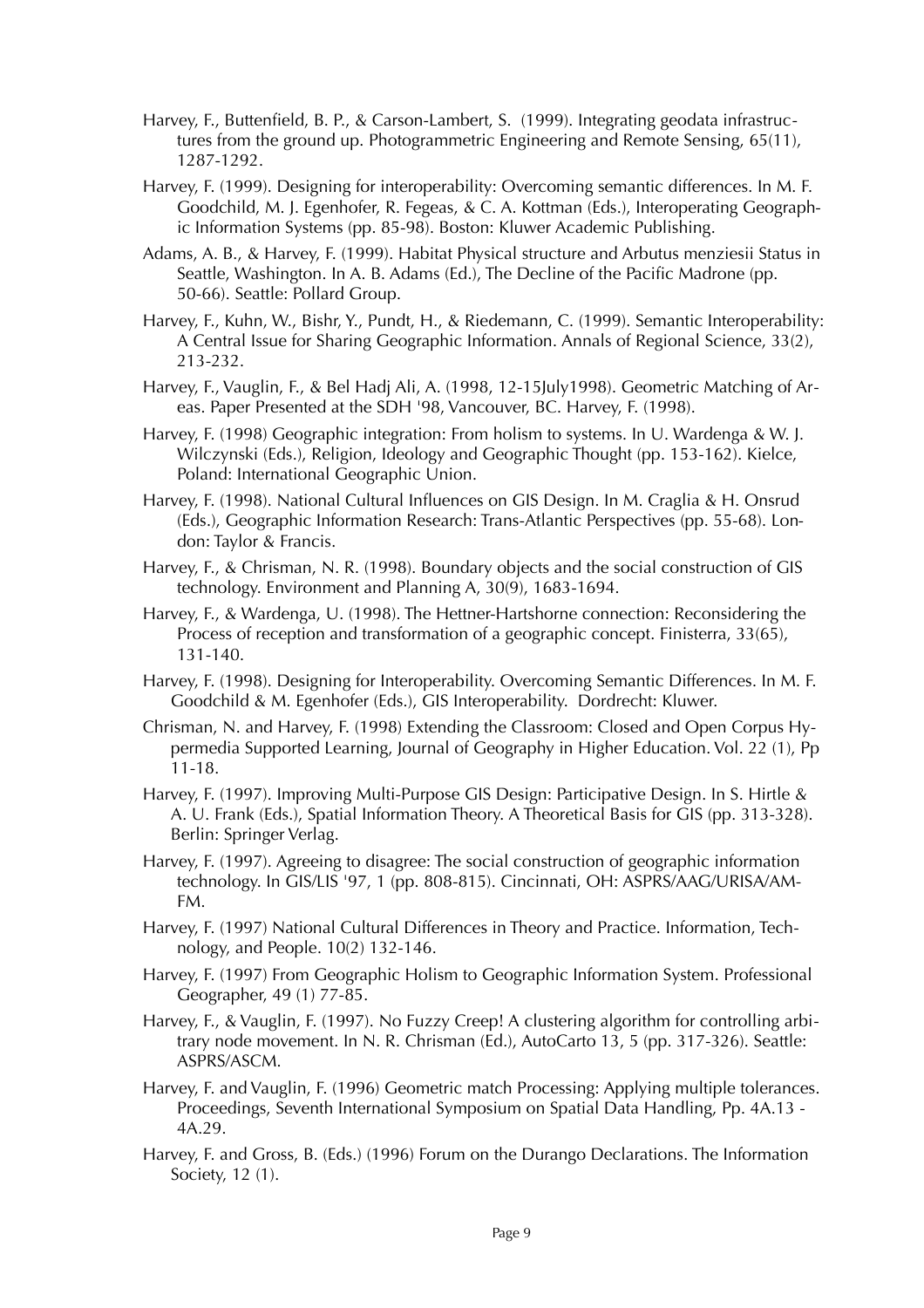Harvey, F., Buttenfield, B. P., & Carson-Lambert, S. (1999). Integrating geodata infrastructures from the ground up. Photogrammetric Engineering and Remote Sensing, 65(11), 1287-1292.

Harvey, F. (1999). Designing for interoperability: Overcoming semantic differences. In M. F. Goodchild, M. J. Egenhofer, R. Fegeas, & C. A. Kottman (Eds.), Interoperating Geographic Information Systems (pp. 85-98). Boston: Kluwer Academic Publishing.

Adams, A. B., & Harvey, F. (1999). Habitat Physical structure and Arbutus menziesii Status in Seattle, Washington. In A. B. Adams (Ed.), The Decline of the Pacific Madrone (pp. 50-66). Seattle: Pollard Group.

Harvey, F., Kuhn, W., Bishr, Y., Pundt, H., & Riedemann, C. (1999). Semantic Interoperability: A Central Issue for Sharing Geographic Information. Annals of Regional Science, 33(2), 213-232.

Harvey, F., Vauglin, F., & Bel Hadj Ali, A. (1998, 12-15July1998). Geometric Matching of Areas. Paper Presented at the SDH '98, Vancouver, BC. Harvey, F. (1998).

Harvey, F. (1998) Geographic integration: From holism to systems. In U. Wardenga & W. J. Wilczynski (Eds.), Religion, Ideology and Geographic Thought (pp. 153-162). Kielce, Poland: International Geographic Union.

Harvey, F. (1998). National Cultural Influences on GIS Design. In M. Craglia & H. Onsrud (Eds.), Geographic Information Research: Trans-Atlantic Perspectives (pp. 55-68). London: Taylor & Francis.

Harvey, F., & Chrisman, N. R. (1998). Boundary objects and the social construction of GIS technology. Environment and Planning A, 30(9), 1683-1694.

Harvey, F., & Wardenga, U. (1998). The Hettner-Hartshorne connection: Reconsidering the Process of reception and transformation of a geographic concept. Finisterra, 33(65), 131-140.

Harvey, F. (1998). Designing for Interoperability. Overcoming Semantic Differences. In M. F. Goodchild & M. Egenhofer (Eds.), GIS Interoperability. Dordrecht: Kluwer.

Chrisman, N. and Harvey, F. (1998) Extending the Classroom: Closed and Open Corpus Hypermedia Supported Learning, Journal of Geography in Higher Education. Vol. 22 (1), Pp 11-18.

Harvey, F. (1997). Improving Multi-Purpose GIS Design: Participative Design. In S. Hirtle & A. U. Frank (Eds.), Spatial Information Theory. A Theoretical Basis for GIS (pp. 313-328). Berlin: Springer Verlag.

Harvey, F. (1997). Agreeing to disagree: The social construction of geographic information technology. In GIS/LIS '97, 1 (pp. 808-815). Cincinnati, OH: ASPRS/AAG/URISA/AM-FM.

Harvey, F. (1997) National Cultural Differences in Theory and Practice. Information, Technology, and People. 10(2) 132-146.

Harvey, F. (1997) From Geographic Holism to Geographic Information System. Professional Geographer, 49 (1) 77-85.

Harvey, F., & Vauglin, F. (1997). No Fuzzy Creep! A clustering algorithm for controlling arbitrary node movement. In N. R. Chrisman (Ed.), AutoCarto 13, 5 (pp. 317-326). Seattle: ASPRS/ASCM.

Harvey, F. and Vauglin, F. (1996) Geometric match Processing: Applying multiple tolerances. Proceedings, Seventh International Symposium on Spatial Data Handling, Pp. 4A.13 - 4A.29.

Harvey, F. and Gross, B. (Eds.) (1996) Forum on the Durango Declarations. The Information Society, 12 (1).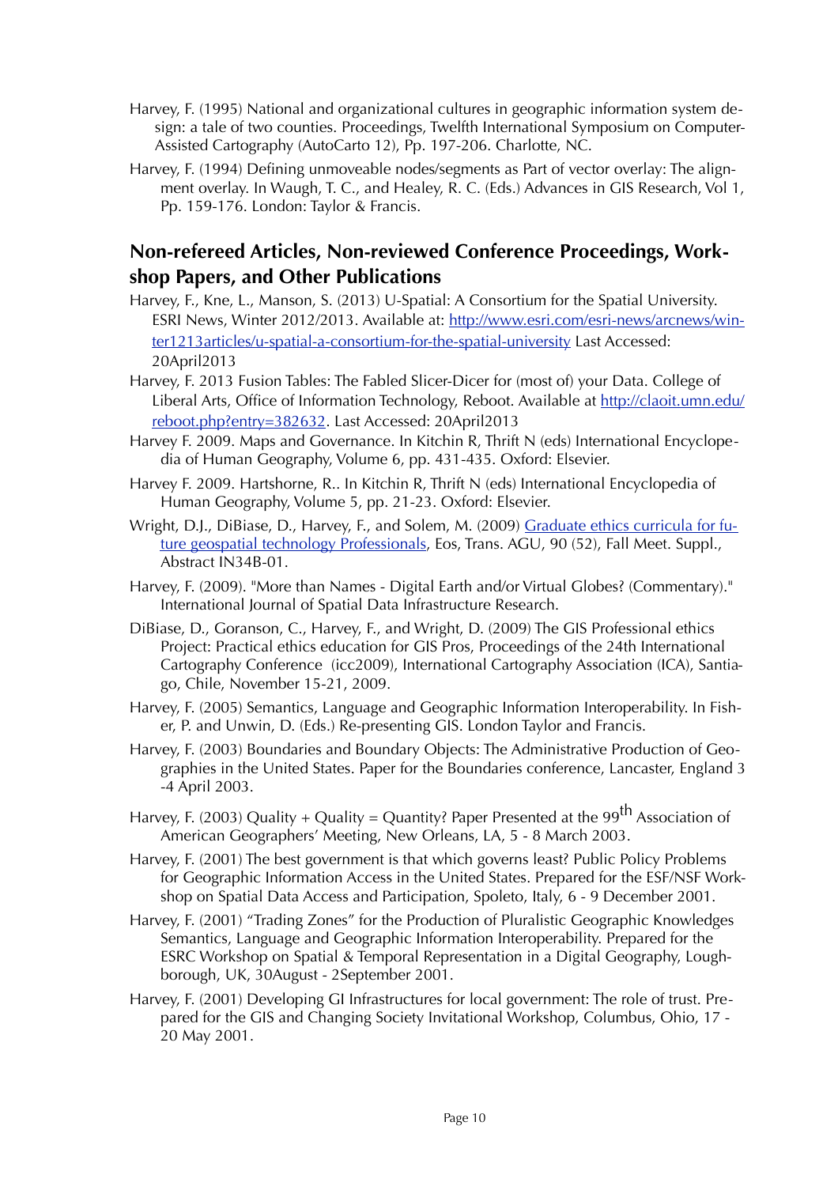Harvey, F. (1995) National and organizational cultures in geographic information system design: a tale of two counties. Proceedings, Twelfth International Symposium on Computer-Assisted Cartography (AutoCarto 12), Pp. 197-206. Charlotte, NC.

Harvey, F. (1994) Defining unmoveable nodes/segments as Part of vector overlay: The alignment overlay. In Waugh, T. C., and Healey, R. C. (Eds.) Advances in GIS Research, Vol 1, Pp. 159-176. London: Taylor & Francis.

## Non-refereed Articles, Non-reviewed Conference Proceedings, Workshop Papers, and Other Publications

Harvey, F., Kne, L., Manson, S. (2013) U-Spatial: A Consortium for the Spatial University. ESRI News, Winter 2012/2013. Available at: [http://www.esri.com/esri-news/arcnews/winter1213articles/u-spatial-a-consortium-for-the-spatial-university](http://www.esri.com/esri-news/arcnews/winter1213articles/u-spatial-a-consortium-for-the-spatial-university) Last Accessed: 20April2013

Harvey, F. 2013 Fusion Tables: The Fabled Slicer-Dicer for (most of) your Data. College of Liberal Arts, Office of Information Technology, Reboot. Available at [http://claoit.umn.edu/reboot.php?entry=382632](http://claoit.umn.edu/reboot.php?entry=382632). Last Accessed: 20April2013

Harvey F. 2009. Maps and Governance. In Kitchin R, Thrift N (eds) International Encyclopedia of Human Geography, Volume 6, pp. 431-435. Oxford: Elsevier.

Harvey F. 2009. Hartshorne, R.. In Kitchin R, Thrift N (eds) International Encyclopedia of Human Geography, Volume 5, pp. 21-23. Oxford: Elsevier.

Wright, D.J., DiBiase, D., Harvey, F., and Solem, M. (2009) Graduate ethics curricula for future geospatial technology Professionals, Eos, Trans. AGU, 90 (52), Fall Meet. Suppl., Abstract IN34B-01.

Harvey, F. (2009). "More than Names - Digital Earth and/or Virtual Globes? (Commentary)." International Journal of Spatial Data Infrastructure Research.

DiBiase, D., Goranson, C., Harvey, F., and Wright, D. (2009) The GIS Professional ethics Project: Practical ethics education for GIS Pros, Proceedings of the 24th International Cartography Conference (icc2009), International Cartography Association (ICA), Santiago, Chile, November 15-21, 2009.

Harvey, F. (2005) Semantics, Language and Geographic Information Interoperability. In Fisher, P. and Unwin, D. (Eds.) Re-presenting GIS. London Taylor and Francis.

Harvey, F. (2003) Boundaries and Boundary Objects: The Administrative Production of Geographies in the United States. Paper for the Boundaries conference, Lancaster, England 3 -4 April 2003.

Harvey, F. (2003) Quality + Quality = Quantity? Paper Presented at the 99th Association of American Geographers' Meeting, New Orleans, LA, 5 - 8 March 2003.

Harvey, F. (2001) The best government is that which governs least? Public Policy Problems for Geographic Information Access in the United States. Prepared for the ESF/NSF Workshop on Spatial Data Access and Participation, Spoleto, Italy, 6 - 9 December 2001.

Harvey, F. (2001) "Trading Zones" for the Production of Pluralistic Geographic Knowledges Semantics, Language and Geographic Information Interoperability. Prepared for the ESRC Workshop on Spatial & Temporal Representation in a Digital Geography, Loughborough, UK, 30August - 2September 2001.

Harvey, F. (2001) Developing GI Infrastructures for local government: The role of trust. Prepared for the GIS and Changing Society Invitational Workshop, Columbus, Ohio, 17 - 20 May 2001.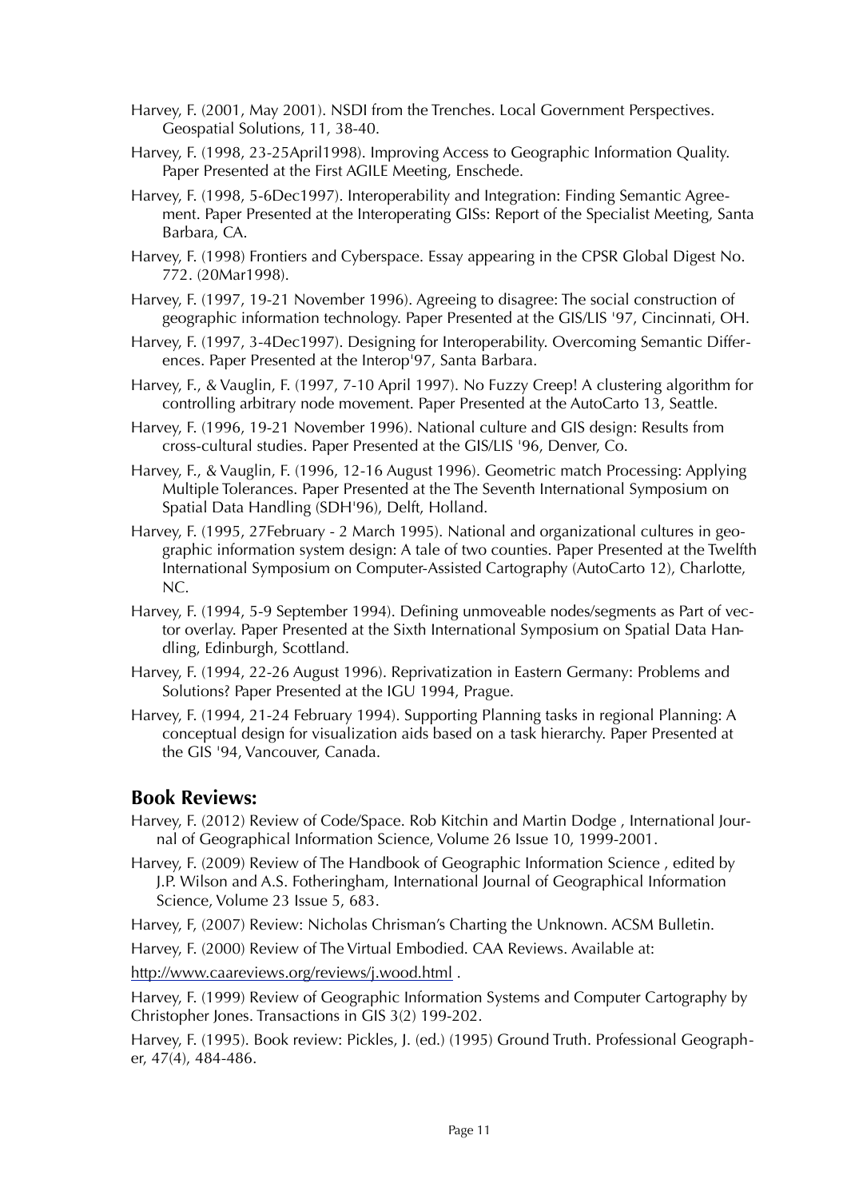Harvey, F. (2001, May 2001). NSDI from the Trenches. Local Government Perspectives. Geospatial Solutions, 11, 38-40.

Harvey, F. (1998, 23-25April1998). Improving Access to Geographic Information Quality. Paper Presented at the First AGILE Meeting, Enschede.

Harvey, F. (1998, 5-6Dec1997). Interoperability and Integration: Finding Semantic Agreement. Paper Presented at the Interoperating GISs: Report of the Specialist Meeting, Santa Barbara, CA.

Harvey, F. (1998) Frontiers and Cyberspace. Essay appearing in the CPSR Global Digest No. 772. (20Mar1998).

Harvey, F. (1997, 19-21 November 1996). Agreeing to disagree: The social construction of geographic information technology. Paper Presented at the GIS/LIS '97, Cincinnati, OH.

Harvey, F. (1997, 3-4Dec1997). Designing for Interoperability. Overcoming Semantic Differences. Paper Presented at the Interop'97, Santa Barbara.

Harvey, F., & Vauglin, F. (1997, 7-10 April 1997). No Fuzzy Creep! A clustering algorithm for controlling arbitrary node movement. Paper Presented at the AutoCarto 13, Seattle.

Harvey, F. (1996, 19-21 November 1996). National culture and GIS design: Results from cross-cultural studies. Paper Presented at the GIS/LIS '96, Denver, Co.

Harvey, F., & Vauglin, F. (1996, 12-16 August 1996). Geometric match Processing: Applying Multiple Tolerances. Paper Presented at the The Seventh International Symposium on Spatial Data Handling (SDH'96), Delft, Holland.

Harvey, F. (1995, 27February - 2 March 1995). National and organizational cultures in geographic information system design: A tale of two counties. Paper Presented at the Twelfth International Symposium on Computer-Assisted Cartography (AutoCarto 12), Charlotte, NC.

Harvey, F. (1994, 5-9 September 1994). Defining unmoveable nodes/segments as Part of vector overlay. Paper Presented at the Sixth International Symposium on Spatial Data Handling, Edinburgh, Scottland.

Harvey, F. (1994, 22-26 August 1996). Reprivatization in Eastern Germany: Problems and Solutions? Paper Presented at the IGU 1994, Prague.

Harvey, F. (1994, 21-24 February 1994). Supporting Planning tasks in regional Planning: A conceptual design for visualization aids based on a task hierarchy. Paper Presented at the GIS '94, Vancouver, Canada.

## Book Reviews:

Harvey, F. (2012) Review of Code/Space. Rob Kitchin and Martin Dodge , International Journal of Geographical Information Science, Volume 26 Issue 10, 1999-2001.

Harvey, F. (2009) Review of The Handbook of Geographic Information Science , edited by J.P. Wilson and A.S. Fotheringham, International Journal of Geographical Information Science, Volume 23 Issue 5, 683.

Harvey, F, (2007) Review: Nicholas Chrisman's Charting the Unknown. ACSM Bulletin.

Harvey, F. (2000) Review of The Virtual Embodied. CAA Reviews. Available at:

http://www.caareviews.org/reviews/j.wood.html .

Harvey, F. (1999) Review of Geographic Information Systems and Computer Cartography by Christopher Jones. Transactions in GIS 3(2) 199-202.

Harvey, F. (1995). Book review: Pickles, J. (ed.) (1995) Ground Truth. Professional Geographer, 47(4), 484-486.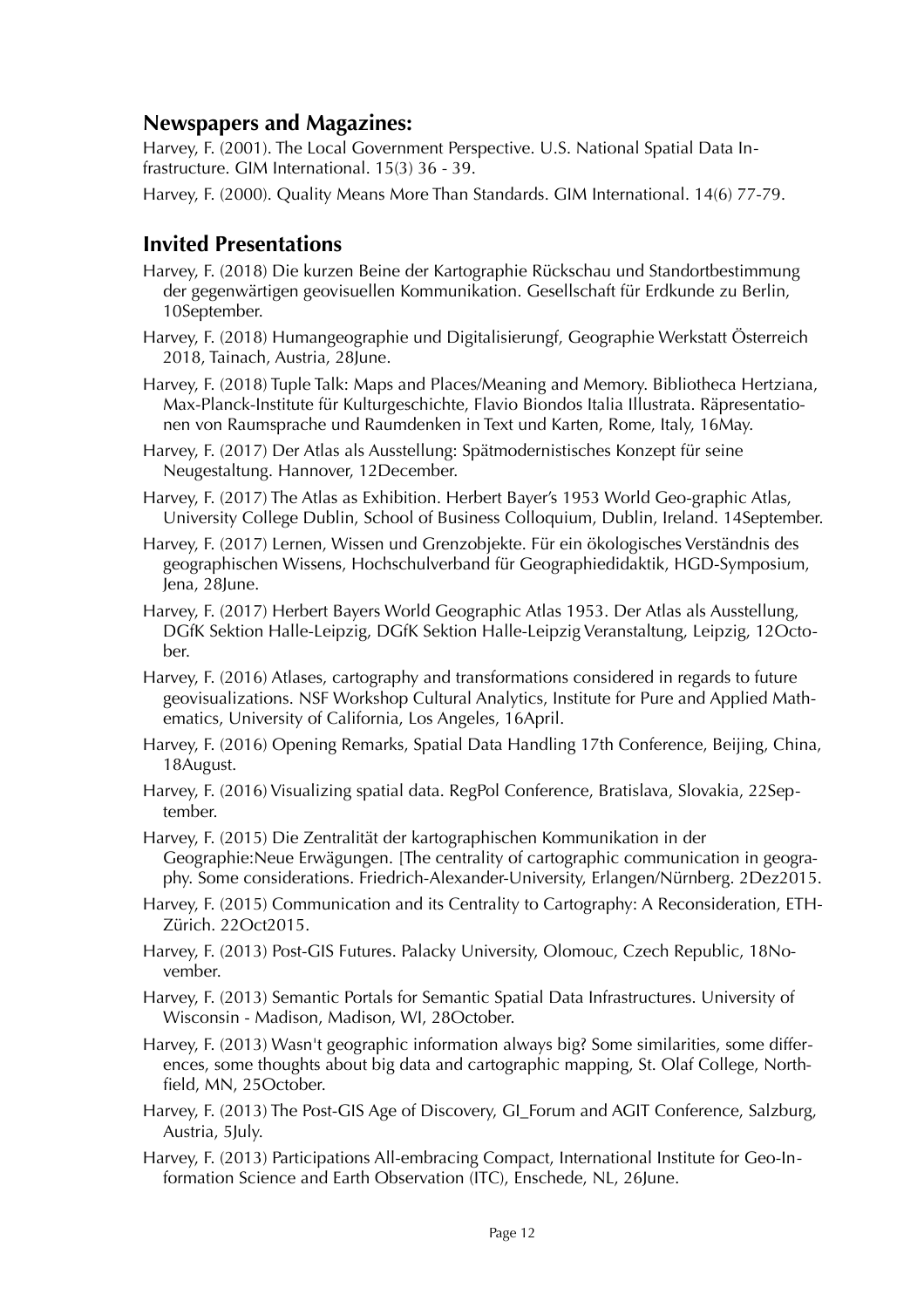## Newspapers and Magazines:

Harvey, F. (2001). The Local Government Perspective. U.S. National Spatial Data Infrastructure. GIM International. 15(3) 36 - 39.

Harvey, F. (2000). Quality Means More Than Standards. GIM International. 14(6) 77-79.

## Invited Presentations

Harvey, F. (2018) Die kurzen Beine der Kartographie Rückschau und Standortbestimmung der gegenwärtigen geovisuellen Kommunikation. Gesellschaft für Erdkunde zu Berlin, 10September.

Harvey, F. (2018) Humangeographie und Digitalisierungf, Geographie Werkstatt Österreich 2018, Tainach, Austria, 28June.

Harvey, F. (2018) Tuple Talk: Maps and Places/Meaning and Memory. Bibliotheca Hertziana, Max-Planck-Institute für Kulturgeschichte, Flavio Biondos Italia Illustrata. Räpresentationen von Raumsprache und Raumdenken in Text und Karten, Rome, Italy, 16May.

Harvey, F. (2017) Der Atlas als Ausstellung: Spätmodernistisches Konzept für seine Neugestaltung. Hannover, 12December.

Harvey, F. (2017) The Atlas as Exhibition. Herbert Bayer's 1953 World Geo-graphic Atlas, University College Dublin, School of Business Colloquium, Dublin, Ireland. 14September.

Harvey, F. (2017) Lernen, Wissen und Grenzobjekte. Für ein ökologisches Verständnis des geographischen Wissens, Hochschulverband für Geographiedidaktik, HGD-Symposium, Jena, 28June.

Harvey, F. (2017) Herbert Bayers World Geographic Atlas 1953. Der Atlas als Ausstellung, DGfK Sektion Halle-Leipzig, DGfK Sektion Halle-Leipzig Veranstaltung, Leipzig, 12October.

Harvey, F. (2016) Atlases, cartography and transformations considered in regards to future geovisualizations. NSF Workshop Cultural Analytics, Institute for Pure and Applied Mathematics, University of California, Los Angeles, 16April.

Harvey, F. (2016) Opening Remarks, Spatial Data Handling 17th Conference, Beijing, China, 18August.

Harvey, F. (2016) Visualizing spatial data. RegPol Conference, Bratislava, Slovakia, 22September.

Harvey, F. (2015) Die Zentralität der kartographischen Kommunikation in der Geographie:Neue Erwägungen. [The centrality of cartographic communication in geography. Some considerations. Friedrich-Alexander-University, Erlangen/Nürnberg. 2Dez2015.

Harvey, F. (2015) Communication and its Centrality to Cartography: A Reconsideration, ETH-Zürich. 22Oct2015.

Harvey, F. (2013) Post-GIS Futures. Palacky University, Olomouc, Czech Republic, 18November.

Harvey, F. (2013) Semantic Portals for Semantic Spatial Data Infrastructures. University of Wisconsin - Madison, Madison, WI, 28October.

Harvey, F. (2013) Wasn't geographic information always big? Some similarities, some differences, some thoughts about big data and cartographic mapping, St. Olaf College, Northfield, MN, 25October.

Harvey, F. (2013) The Post-GIS Age of Discovery, GI_Forum and AGIT Conference, Salzburg, Austria, 5July.

Harvey, F. (2013) Participations All-embracing Compact, International Institute for Geo-Information Science and Earth Observation (ITC), Enschede, NL, 26June.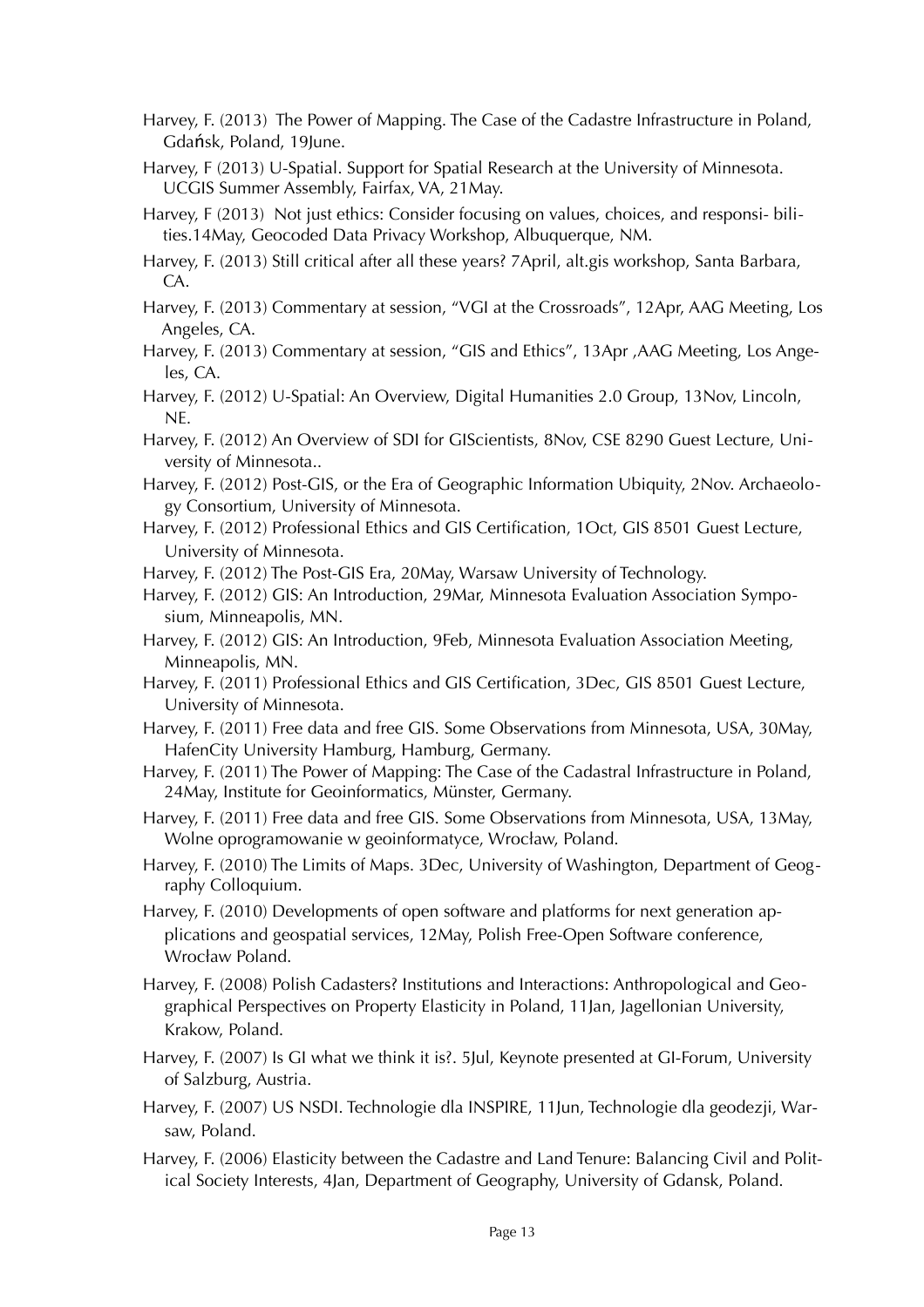Harvey, F. (2013) The Power of Mapping. The Case of the Cadastre Infrastructure in Poland, Gdańsk, Poland, 19June.

Harvey, F (2013) U-Spatial. Support for Spatial Research at the University of Minnesota. UCGIS Summer Assembly, Fairfax, VA, 21May.

Harvey, F (2013) Not just ethics: Consider focusing on values, choices, and responsi- bilities.14May, Geocoded Data Privacy Workshop, Albuquerque, NM.

Harvey, F. (2013) Still critical after all these years? 7April, alt.gis workshop, Santa Barbara, CA.

Harvey, F. (2013) Commentary at session, "VGI at the Crossroads", 12Apr, AAG Meeting, Los Angeles, CA.

Harvey, F. (2013) Commentary at session, "GIS and Ethics", 13Apr ,AAG Meeting, Los Angeles, CA.

Harvey, F. (2012) U-Spatial: An Overview, Digital Humanities 2.0 Group, 13Nov, Lincoln, NE.

Harvey, F. (2012) An Overview of SDI for GIScientists, 8Nov, CSE 8290 Guest Lecture, University of Minnesota..

Harvey, F. (2012) Post-GIS, or the Era of Geographic Information Ubiquity, 2Nov. Archaeology Consortium, University of Minnesota.

Harvey, F. (2012) Professional Ethics and GIS Certification, 1Oct, GIS 8501 Guest Lecture, University of Minnesota.

Harvey, F. (2012) The Post-GIS Era, 20May, Warsaw University of Technology.

Harvey, F. (2012) GIS: An Introduction, 29Mar, Minnesota Evaluation Association Symposium, Minneapolis, MN.

Harvey, F. (2012) GIS: An Introduction, 9Feb, Minnesota Evaluation Association Meeting, Minneapolis, MN.

Harvey, F. (2011) Professional Ethics and GIS Certification, 3Dec, GIS 8501 Guest Lecture, University of Minnesota.

Harvey, F. (2011) Free data and free GIS. Some Observations from Minnesota, USA, 30May, HafenCity University Hamburg, Hamburg, Germany.

Harvey, F. (2011) The Power of Mapping: The Case of the Cadastral Infrastructure in Poland, 24May, Institute for Geoinformatics, Münster, Germany.

Harvey, F. (2011) Free data and free GIS. Some Observations from Minnesota, USA, 13May, Wolne oprogramowanie w geoinformatyce, Wrocław, Poland.

Harvey, F. (2010) The Limits of Maps. 3Dec, University of Washington, Department of Geography Colloquium.

Harvey, F. (2010) Developments of open software and platforms for next generation applications and geospatial services, 12May, Polish Free-Open Software conference, Wrocław Poland.

Harvey, F. (2008) Polish Cadasters? Institutions and Interactions: Anthropological and Geographical Perspectives on Property Elasticity in Poland, 11Jan, Jagellonian University, Krakow, Poland.

Harvey, F. (2007) Is GI what we think it is?. 5Jul, Keynote presented at GI-Forum, University of Salzburg, Austria.

Harvey, F. (2007) US NSDI. Technologie dla INSPIRE, 11Jun, Technologie dla geodezji, Warsaw, Poland.

Harvey, F. (2006) Elasticity between the Cadastre and Land Tenure: Balancing Civil and Political Society Interests, 4Jan, Department of Geography, University of Gdansk, Poland.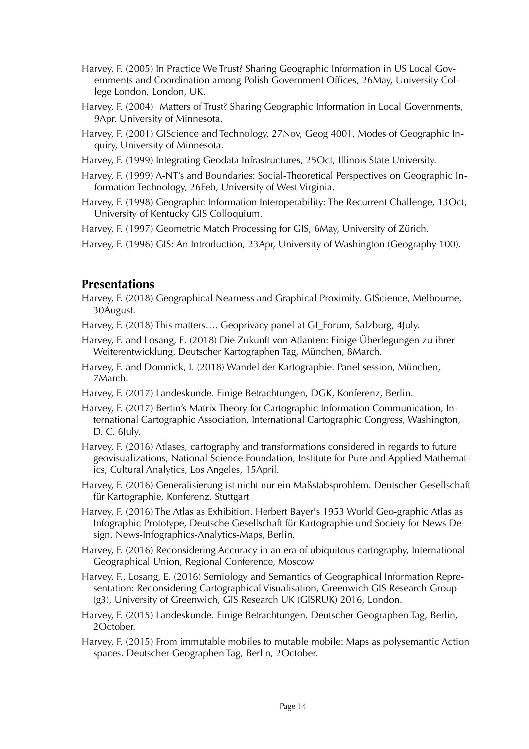Harvey, F. (2005) In Practice We Trust? Sharing Geographic Information in US Local Governments and Coordination among Polish Government Offices, 26May, University College London, London, UK.

Harvey, F. (2004) Matters of Trust? Sharing Geographic Information in Local Governments, 9Apr. University of Minnesota.

Harvey, F. (2001) GIScience and Technology, 27Nov, Geog 4001, Modes of Geographic Inquiry, University of Minnesota.

Harvey, F. (1999) Integrating Geodata Infrastructures, 25Oct, Illinois State University.

Harvey, F. (1999) A-NT's and Boundaries: Social-Theoretical Perspectives on Geographic Information Technology, 26Feb, University of West Virginia.

Harvey, F. (1998) Geographic Information Interoperability: The Recurrent Challenge, 13Oct, University of Kentucky GIS Colloquium.

Harvey, F. (1997) Geometric Match Processing for GIS, 6May, University of Zürich.

Harvey, F. (1996) GIS: An Introduction, 23Apr, University of Washington (Geography 100).

## Presentations

Harvey, F. (2018) Geographical Nearness and Graphical Proximity. GIScience, Melbourne, 30August.

Harvey, F. (2018) This matters…. Geoprivacy panel at GI_Forum, Salzburg, 4July.

Harvey, F. and Losang, E. (2018) Die Zukunft von Atlanten: Einige Überlegungen zu ihrer Weiterentwicklung. Deutscher Kartographen Tag, München, 8March.

Harvey, F. and Domnick, I. (2018) Wandel der Kartographie. Panel session, München, 7March.

Harvey, F. (2017) Landeskunde. Einige Betrachtungen, DGK, Konferenz, Berlin.

Harvey, F. (2017) Bertin's Matrix Theory for Cartographic Information Communication, International Cartographic Association, International Cartographic Congress, Washington, D. C. 6July.

Harvey, F. (2016) Atlases, cartography and transformations considered in regards to future geovisualizations, National Science Foundation, Institute for Pure and Applied Mathematics, Cultural Analytics, Los Angeles, 15April.

Harvey, F. (2016) Generalisierung ist nicht nur ein Maßstabsproblem. Deutscher Gesellschaft für Kartographie, Konferenz, Stuttgart

Harvey, F. (2016) The Atlas as Exhibition. Herbert Bayer's 1953 World Geo-graphic Atlas as Infographic Prototype, Deutsche Gesellschaft für Kartographie und Society for News Design, News-Infographics-Analytics-Maps, Berlin.

Harvey, F. (2016) Reconsidering Accuracy in an era of ubiquitous cartography, International Geographical Union, Regional Conference, Moscow

Harvey, F., Losang, E. (2016) Semiology and Semantics of Geographical Information Representation: Reconsidering Cartographical Visualisation, Greenwich GIS Research Group (g3), University of Greenwich, GIS Research UK (GISRUK) 2016, London.

Harvey, F. (2015) Landeskunde. Einige Betrachtungen. Deutscher Geographen Tag, Berlin, 2October.

Harvey, F. (2015) From immutable mobiles to mutable mobile: Maps as polysemantic Action spaces. Deutscher Geographen Tag, Berlin, 2October.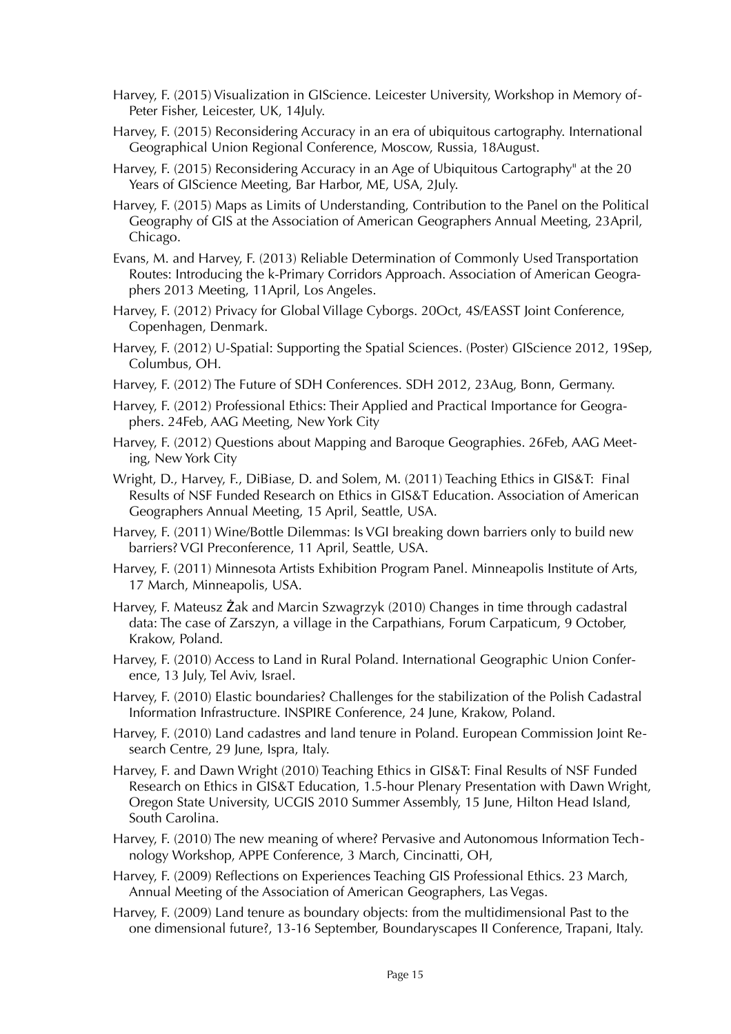Harvey, F. (2015) Visualization in GIScience. Leicester University, Workshop in Memory of-Peter Fisher, Leicester, UK, 14July.

Harvey, F. (2015) Reconsidering Accuracy in an era of ubiquitous cartography. International Geographical Union Regional Conference, Moscow, Russia, 18August.

Harvey, F. (2015) Reconsidering Accuracy in an Age of Ubiquitous Cartography" at the 20 Years of GIScience Meeting, Bar Harbor, ME, USA, 2July.

Harvey, F. (2015) Maps as Limits of Understanding, Contribution to the Panel on the Political Geography of GIS at the Association of American Geographers Annual Meeting, 23April, Chicago.

Evans, M. and Harvey, F. (2013) Reliable Determination of Commonly Used Transportation Routes: Introducing the k-Primary Corridors Approach. Association of American Geographers 2013 Meeting, 11April, Los Angeles.

Harvey, F. (2012) Privacy for Global Village Cyborgs. 20Oct, 4S/EASST Joint Conference, Copenhagen, Denmark.

Harvey, F. (2012) U-Spatial: Supporting the Spatial Sciences. (Poster) GIScience 2012, 19Sep, Columbus, OH.

Harvey, F. (2012) The Future of SDH Conferences. SDH 2012, 23Aug, Bonn, Germany.

Harvey, F. (2012) Professional Ethics: Their Applied and Practical Importance for Geographers. 24Feb, AAG Meeting, New York City

Harvey, F. (2012) Questions about Mapping and Baroque Geographies. 26Feb, AAG Meeting, New York City

Wright, D., Harvey, F., DiBiase, D. and Solem, M. (2011) Teaching Ethics in GIS&T: Final Results of NSF Funded Research on Ethics in GIS&T Education. Association of American Geographers Annual Meeting, 15 April, Seattle, USA.

Harvey, F. (2011) Wine/Bottle Dilemmas: Is VGI breaking down barriers only to build new barriers? VGI Preconference, 11 April, Seattle, USA.

Harvey, F. (2011) Minnesota Artists Exhibition Program Panel. Minneapolis Institute of Arts, 17 March, Minneapolis, USA.

Harvey, F. Mateusz Żak and Marcin Szwagrzyk (2010) Changes in time through cadastral data: The case of Zarszyn, a village in the Carpathians, Forum Carpaticum, 9 October, Krakow, Poland.

Harvey, F. (2010) Access to Land in Rural Poland. International Geographic Union Conference, 13 July, Tel Aviv, Israel.

Harvey, F. (2010) Elastic boundaries? Challenges for the stabilization of the Polish Cadastral Information Infrastructure. INSPIRE Conference, 24 June, Krakow, Poland.

Harvey, F. (2010) Land cadastres and land tenure in Poland. European Commission Joint Research Centre, 29 June, Ispra, Italy.

Harvey, F. and Dawn Wright (2010) Teaching Ethics in GIS&T: Final Results of NSF Funded Research on Ethics in GIS&T Education, 1.5-hour Plenary Presentation with Dawn Wright, Oregon State University, UCGIS 2010 Summer Assembly, 15 June, Hilton Head Island, South Carolina.

Harvey, F. (2010) The new meaning of where? Pervasive and Autonomous Information Technology Workshop, APPE Conference, 3 March, Cincinatti, OH,

Harvey, F. (2009) Reflections on Experiences Teaching GIS Professional Ethics. 23 March, Annual Meeting of the Association of American Geographers, Las Vegas.

Harvey, F. (2009) Land tenure as boundary objects: from the multidimensional Past to the one dimensional future?, 13-16 September, Boundaryscapes II Conference, Trapani, Italy.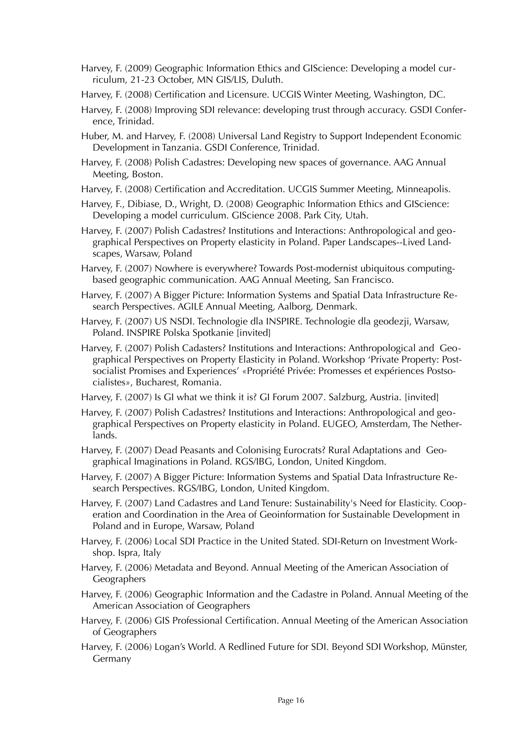Harvey, F. (2009) Geographic Information Ethics and GIScience: Developing a model curriculum, 21-23 October, MN GIS/LIS, Duluth.

Harvey, F. (2008) Certification and Licensure. UCGIS Winter Meeting, Washington, DC.

Harvey, F. (2008) Improving SDI relevance: developing trust through accuracy. GSDI Conference, Trinidad.

Huber, M. and Harvey, F. (2008) Universal Land Registry to Support Independent Economic Development in Tanzania. GSDI Conference, Trinidad.

Harvey, F. (2008) Polish Cadastres: Developing new spaces of governance. AAG Annual Meeting, Boston.

Harvey, F. (2008) Certification and Accreditation. UCGIS Summer Meeting, Minneapolis.

Harvey, F., Dibiase, D., Wright, D. (2008) Geographic Information Ethics and GIScience: Developing a model curriculum. GIScience 2008. Park City, Utah.

Harvey, F. (2007) Polish Cadastres? Institutions and Interactions: Anthropological and geographical Perspectives on Property elasticity in Poland. Paper Landscapes--Lived Landscapes, Warsaw, Poland

Harvey, F. (2007) Nowhere is everywhere? Towards Post-modernist ubiquitous computing-based geographic communication. AAG Annual Meeting, San Francisco.

Harvey, F. (2007) A Bigger Picture: Information Systems and Spatial Data Infrastructure Research Perspectives. AGILE Annual Meeting, Aalborg, Denmark.

Harvey, F. (2007) US NSDI. Technologie dla INSPIRE. Technologie dla geodezji, Warsaw, Poland. INSPIRE Polska Spotkanie [invited]

Harvey, F. (2007) Polish Cadasters? Institutions and Interactions: Anthropological and Geographical Perspectives on Property Elasticity in Poland. Workshop 'Private Property: Post-socialist Promises and Experiences' «Propriété Privée: Promesses et expériences Postsocialistes», Bucharest, Romania.

Harvey, F. (2007) Is GI what we think it is? GI Forum 2007. Salzburg, Austria. [invited]

Harvey, F. (2007) Polish Cadastres? Institutions and Interactions: Anthropological and geographical Perspectives on Property elasticity in Poland. EUGEO, Amsterdam, The Netherlands.

Harvey, F. (2007) Dead Peasants and Colonising Eurocrats? Rural Adaptations and Geographical Imaginations in Poland. RGS/IBG, London, United Kingdom.

Harvey, F. (2007) A Bigger Picture: Information Systems and Spatial Data Infrastructure Research Perspectives. RGS/IBG, London, United Kingdom.

Harvey, F. (2007) Land Cadastres and Land Tenure: Sustainability's Need for Elasticity. Cooperation and Coordination in the Area of Geoinformation for Sustainable Development in Poland and in Europe, Warsaw, Poland

Harvey, F. (2006) Local SDI Practice in the United Stated. SDI-Return on Investment Workshop. Ispra, Italy

Harvey, F. (2006) Metadata and Beyond. Annual Meeting of the American Association of Geographers

Harvey, F. (2006) Geographic Information and the Cadastre in Poland. Annual Meeting of the American Association of Geographers

Harvey, F. (2006) GIS Professional Certification. Annual Meeting of the American Association of Geographers

Harvey, F. (2006) Logan's World. A Redlined Future for SDI. Beyond SDI Workshop, Münster, Germany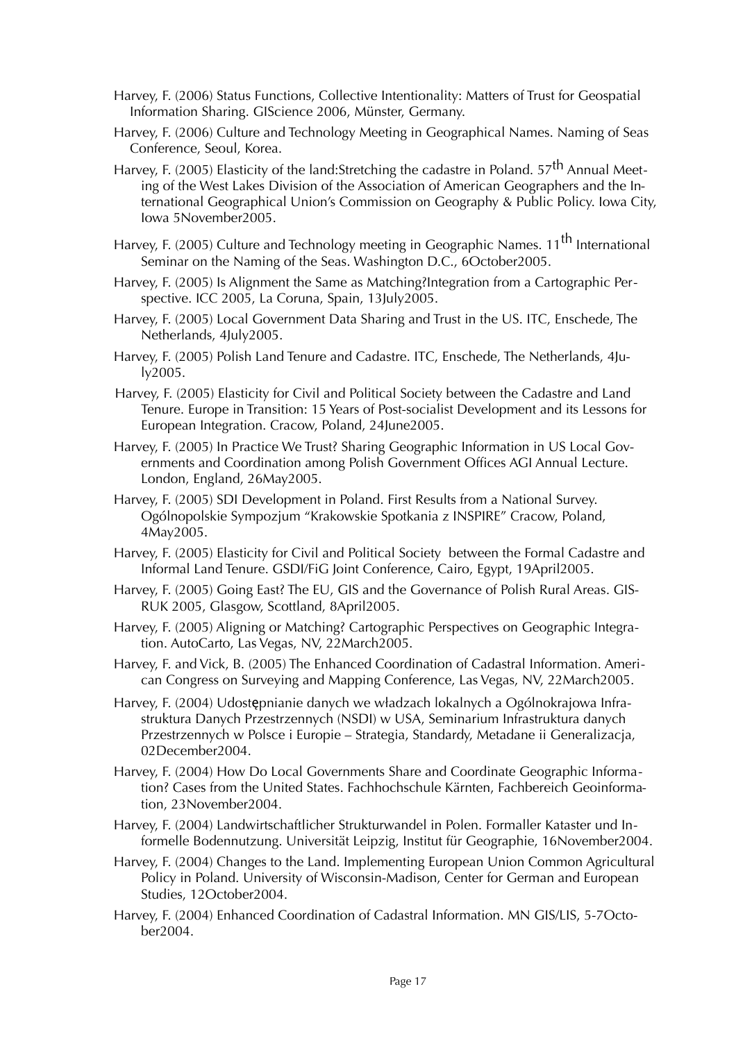Harvey, F. (2006) Status Functions, Collective Intentionality: Matters of Trust for Geospatial Information Sharing. GIScience 2006, Münster, Germany.

Harvey, F. (2006) Culture and Technology Meeting in Geographical Names. Naming of Seas Conference, Seoul, Korea.

Harvey, F. (2005) Elasticity of the land:Stretching the cadastre in Poland. 57th Annual Meeting of the West Lakes Division of the Association of American Geographers and the International Geographical Union's Commission on Geography & Public Policy. Iowa City, Iowa 5November2005.

Harvey, F. (2005) Culture and Technology meeting in Geographic Names. 11th International Seminar on the Naming of the Seas. Washington D.C., 6October2005.

Harvey, F. (2005) Is Alignment the Same as Matching?Integration from a Cartographic Perspective. ICC 2005, La Coruna, Spain, 13July2005.

Harvey, F. (2005) Local Government Data Sharing and Trust in the US. ITC, Enschede, The Netherlands, 4July2005.

Harvey, F. (2005) Polish Land Tenure and Cadastre. ITC, Enschede, The Netherlands, 4July2005.

Harvey, F. (2005) Elasticity for Civil and Political Society between the Cadastre and Land Tenure. Europe in Transition: 15 Years of Post-socialist Development and its Lessons for European Integration. Cracow, Poland, 24June2005.

Harvey, F. (2005) In Practice We Trust? Sharing Geographic Information in US Local Governments and Coordination among Polish Government Offices AGI Annual Lecture. London, England, 26May2005.

Harvey, F. (2005) SDI Development in Poland. First Results from a National Survey. Ogólnopolskie Sympozjum "Krakowskie Spotkania z INSPIRE" Cracow, Poland, 4May2005.

Harvey, F. (2005) Elasticity for Civil and Political Society between the Formal Cadastre and Informal Land Tenure. GSDI/FiG Joint Conference, Cairo, Egypt, 19April2005.

Harvey, F. (2005) Going East? The EU, GIS and the Governance of Polish Rural Areas. GISRUK 2005, Glasgow, Scottland, 8April2005.

Harvey, F. (2005) Aligning or Matching? Cartographic Perspectives on Geographic Integration. AutoCarto, Las Vegas, NV, 22March2005.

Harvey, F. and Vick, B. (2005) The Enhanced Coordination of Cadastral Information. American Congress on Surveying and Mapping Conference, Las Vegas, NV, 22March2005.

Harvey, F. (2004) Udostępnianie danych we władzach lokalnych a Ogólnokrajowa Infrastruktura Danych Przestrzennych (NSDI) w USA, Seminarium Infrastruktura danych Przestrzennych w Polsce i Europie – Strategia, Standardy, Metadane ii Generalizacja, 02December2004.

Harvey, F. (2004) How Do Local Governments Share and Coordinate Geographic Information? Cases from the United States. Fachhochschule Kärnten, Fachbereich Geoinformation, 23November2004.

Harvey, F. (2004) Landwirtschaftlicher Strukturwandel in Polen. Formaller Kataster und Informelle Bodennutzung. Universität Leipzig, Institut für Geographie, 16November2004.

Harvey, F. (2004) Changes to the Land. Implementing European Union Common Agricultural Policy in Poland. University of Wisconsin-Madison, Center for German and European Studies, 12October2004.

Harvey, F. (2004) Enhanced Coordination of Cadastral Information. MN GIS/LIS, 5-7October2004.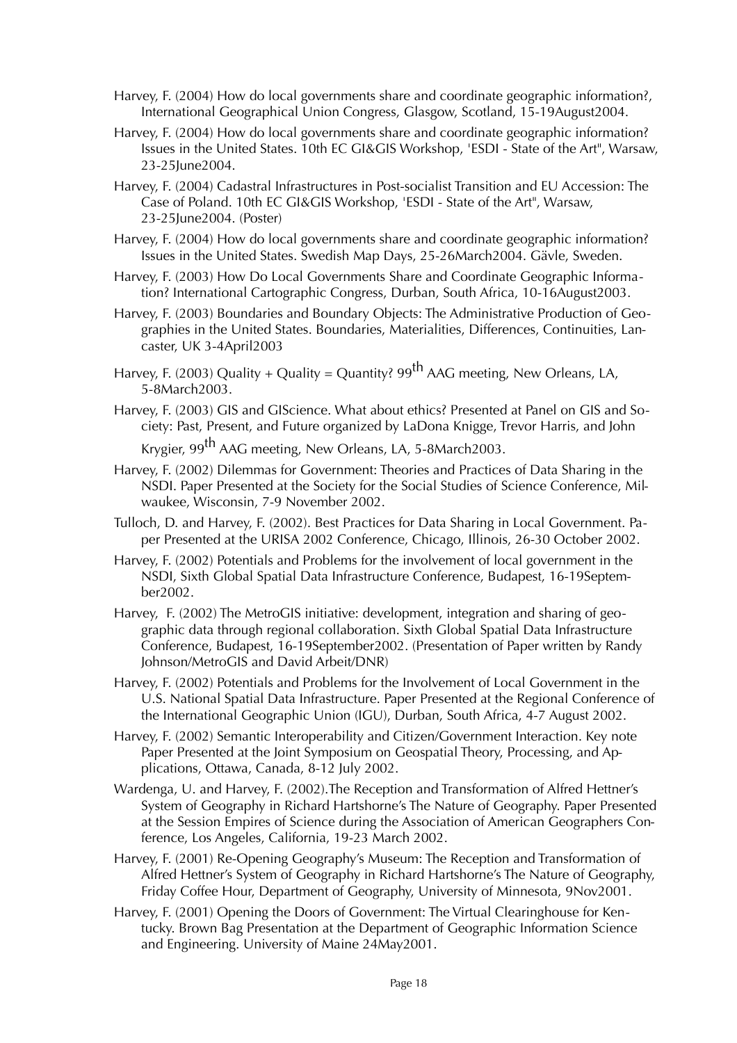Harvey, F. (2004) How do local governments share and coordinate geographic information?, International Geographical Union Congress, Glasgow, Scotland, 15-19August2004.

Harvey, F. (2004) How do local governments share and coordinate geographic information? Issues in the United States. 10th EC GI&GIS Workshop, 'ESDI - State of the Art", Warsaw, 23-25June2004.

Harvey, F. (2004) Cadastral Infrastructures in Post-socialist Transition and EU Accession: The Case of Poland. 10th EC GI&GIS Workshop, 'ESDI - State of the Art", Warsaw, 23-25June2004. (Poster)

Harvey, F. (2004) How do local governments share and coordinate geographic information? Issues in the United States. Swedish Map Days, 25-26March2004. Gävle, Sweden.

Harvey, F. (2003) How Do Local Governments Share and Coordinate Geographic Information? International Cartographic Congress, Durban, South Africa, 10-16August2003.

Harvey, F. (2003) Boundaries and Boundary Objects: The Administrative Production of Geographies in the United States. Boundaries, Materialities, Differences, Continuities, Lancaster, UK 3-4April2003

Harvey, F. (2003) Quality + Quality = Quantity? 99th AAG meeting, New Orleans, LA, 5-8March2003.

Harvey, F. (2003) GIS and GIScience. What about ethics? Presented at Panel on GIS and Society: Past, Present, and Future organized by LaDona Knigge, Trevor Harris, and John Krygier, 99th AAG meeting, New Orleans, LA, 5-8March2003.

Harvey, F. (2002) Dilemmas for Government: Theories and Practices of Data Sharing in the NSDI. Paper Presented at the Society for the Social Studies of Science Conference, Milwaukee, Wisconsin, 7-9 November 2002.

Tulloch, D. and Harvey, F. (2002). Best Practices for Data Sharing in Local Government. Paper Presented at the URISA 2002 Conference, Chicago, Illinois, 26-30 October 2002.

Harvey, F. (2002) Potentials and Problems for the involvement of local government in the NSDI, Sixth Global Spatial Data Infrastructure Conference, Budapest, 16-19September2002.

Harvey, F. (2002) The MetroGIS initiative: development, integration and sharing of geographic data through regional collaboration. Sixth Global Spatial Data Infrastructure Conference, Budapest, 16-19September2002. (Presentation of Paper written by Randy Johnson/MetroGIS and David Arbeit/DNR)

Harvey, F. (2002) Potentials and Problems for the Involvement of Local Government in the U.S. National Spatial Data Infrastructure. Paper Presented at the Regional Conference of the International Geographic Union (IGU), Durban, South Africa, 4-7 August 2002.

Harvey, F. (2002) Semantic Interoperability and Citizen/Government Interaction. Key note Paper Presented at the Joint Symposium on Geospatial Theory, Processing, and Applications, Ottawa, Canada, 8-12 July 2002.

Wardenga, U. and Harvey, F. (2002).The Reception and Transformation of Alfred Hettner's System of Geography in Richard Hartshorne's The Nature of Geography. Paper Presented at the Session Empires of Science during the Association of American Geographers Conference, Los Angeles, California, 19-23 March 2002.

Harvey, F. (2001) Re-Opening Geography's Museum: The Reception and Transformation of Alfred Hettner's System of Geography in Richard Hartshorne's The Nature of Geography, Friday Coffee Hour, Department of Geography, University of Minnesota, 9Nov2001.

Harvey, F. (2001) Opening the Doors of Government: The Virtual Clearinghouse for Kentucky. Brown Bag Presentation at the Department of Geographic Information Science and Engineering. University of Maine 24May2001.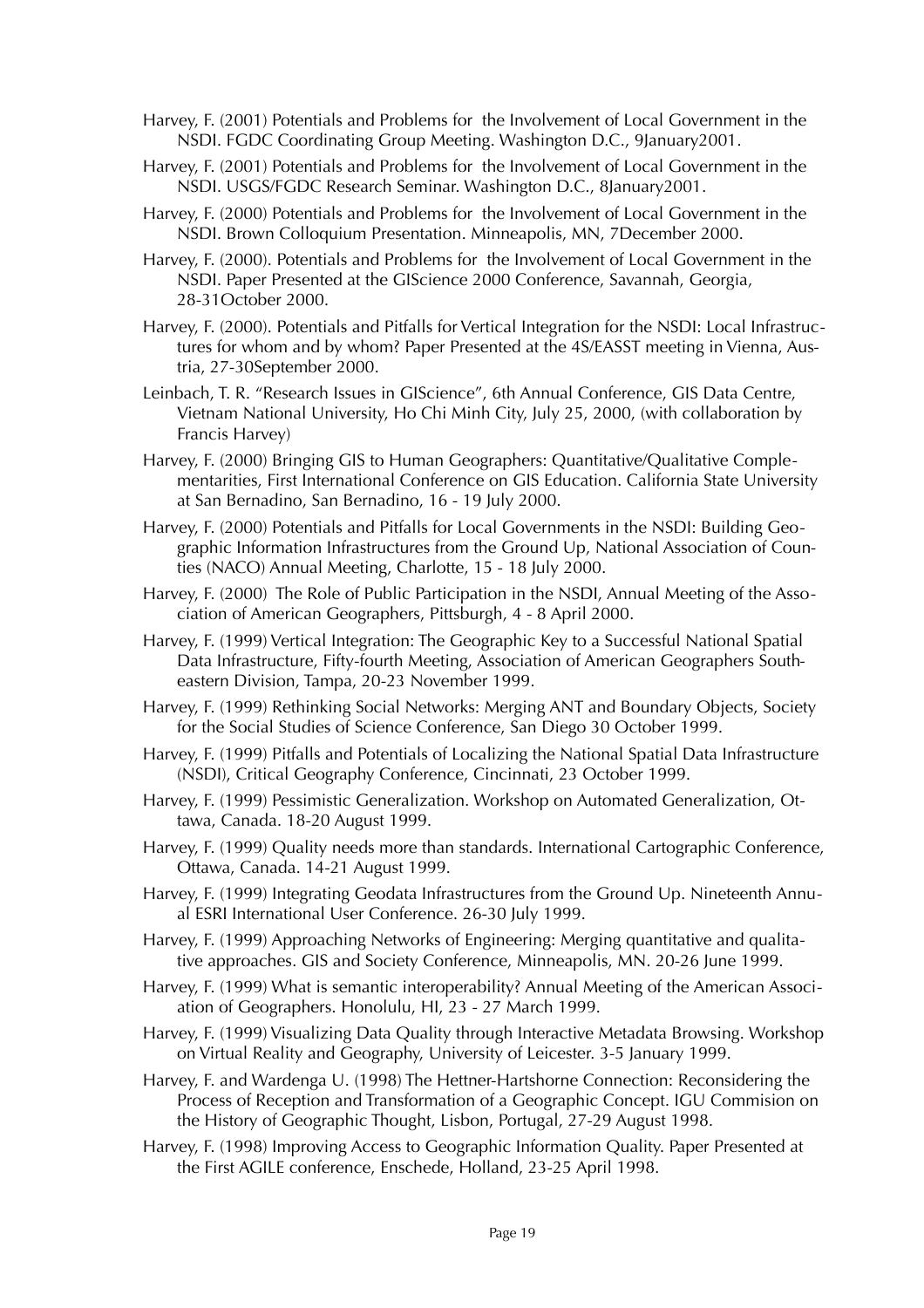Harvey, F. (2001) Potentials and Problems for the Involvement of Local Government in the NSDI. FGDC Coordinating Group Meeting. Washington D.C., 9January2001.

Harvey, F. (2001) Potentials and Problems for the Involvement of Local Government in the NSDI. USGS/FGDC Research Seminar. Washington D.C., 8January2001.

Harvey, F. (2000) Potentials and Problems for the Involvement of Local Government in the NSDI. Brown Colloquium Presentation. Minneapolis, MN, 7December 2000.

Harvey, F. (2000). Potentials and Problems for the Involvement of Local Government in the NSDI. Paper Presented at the GIScience 2000 Conference, Savannah, Georgia, 28-31October 2000.

Harvey, F. (2000). Potentials and Pitfalls for Vertical Integration for the NSDI: Local Infrastructures for whom and by whom? Paper Presented at the 4S/EASST meeting in Vienna, Austria, 27-30September 2000.

Leinbach, T. R. "Research Issues in GIScience", 6th Annual Conference, GIS Data Centre, Vietnam National University, Ho Chi Minh City, July 25, 2000, (with collaboration by Francis Harvey)

Harvey, F. (2000) Bringing GIS to Human Geographers: Quantitative/Qualitative Complementarities, First International Conference on GIS Education. California State University at San Bernadino, San Bernadino, 16 - 19 July 2000.

Harvey, F. (2000) Potentials and Pitfalls for Local Governments in the NSDI: Building Geographic Information Infrastructures from the Ground Up, National Association of Counties (NACO) Annual Meeting, Charlotte, 15 - 18 July 2000.

Harvey, F. (2000) The Role of Public Participation in the NSDI, Annual Meeting of the Association of American Geographers, Pittsburgh, 4 - 8 April 2000.

Harvey, F. (1999) Vertical Integration: The Geographic Key to a Successful National Spatial Data Infrastructure, Fifty-fourth Meeting, Association of American Geographers Southeastern Division, Tampa, 20-23 November 1999.

Harvey, F. (1999) Rethinking Social Networks: Merging ANT and Boundary Objects, Society for the Social Studies of Science Conference, San Diego 30 October 1999.

Harvey, F. (1999) Pitfalls and Potentials of Localizing the National Spatial Data Infrastructure (NSDI), Critical Geography Conference, Cincinnati, 23 October 1999.

Harvey, F. (1999) Pessimistic Generalization. Workshop on Automated Generalization, Ottawa, Canada. 18-20 August 1999.

Harvey, F. (1999) Quality needs more than standards. International Cartographic Conference, Ottawa, Canada. 14-21 August 1999.

Harvey, F. (1999) Integrating Geodata Infrastructures from the Ground Up. Nineteenth Annual ESRI International User Conference. 26-30 July 1999.

Harvey, F. (1999) Approaching Networks of Engineering: Merging quantitative and qualitative approaches. GIS and Society Conference, Minneapolis, MN. 20-26 June 1999.

Harvey, F. (1999) What is semantic interoperability? Annual Meeting of the American Association of Geographers. Honolulu, HI, 23 - 27 March 1999.

Harvey, F. (1999) Visualizing Data Quality through Interactive Metadata Browsing. Workshop on Virtual Reality and Geography, University of Leicester. 3-5 January 1999.

Harvey, F. and Wardenga U. (1998) The Hettner-Hartshorne Connection: Reconsidering the Process of Reception and Transformation of a Geographic Concept. IGU Commision on the History of Geographic Thought, Lisbon, Portugal, 27-29 August 1998.

Harvey, F. (1998) Improving Access to Geographic Information Quality. Paper Presented at the First AGILE conference, Enschede, Holland, 23-25 April 1998.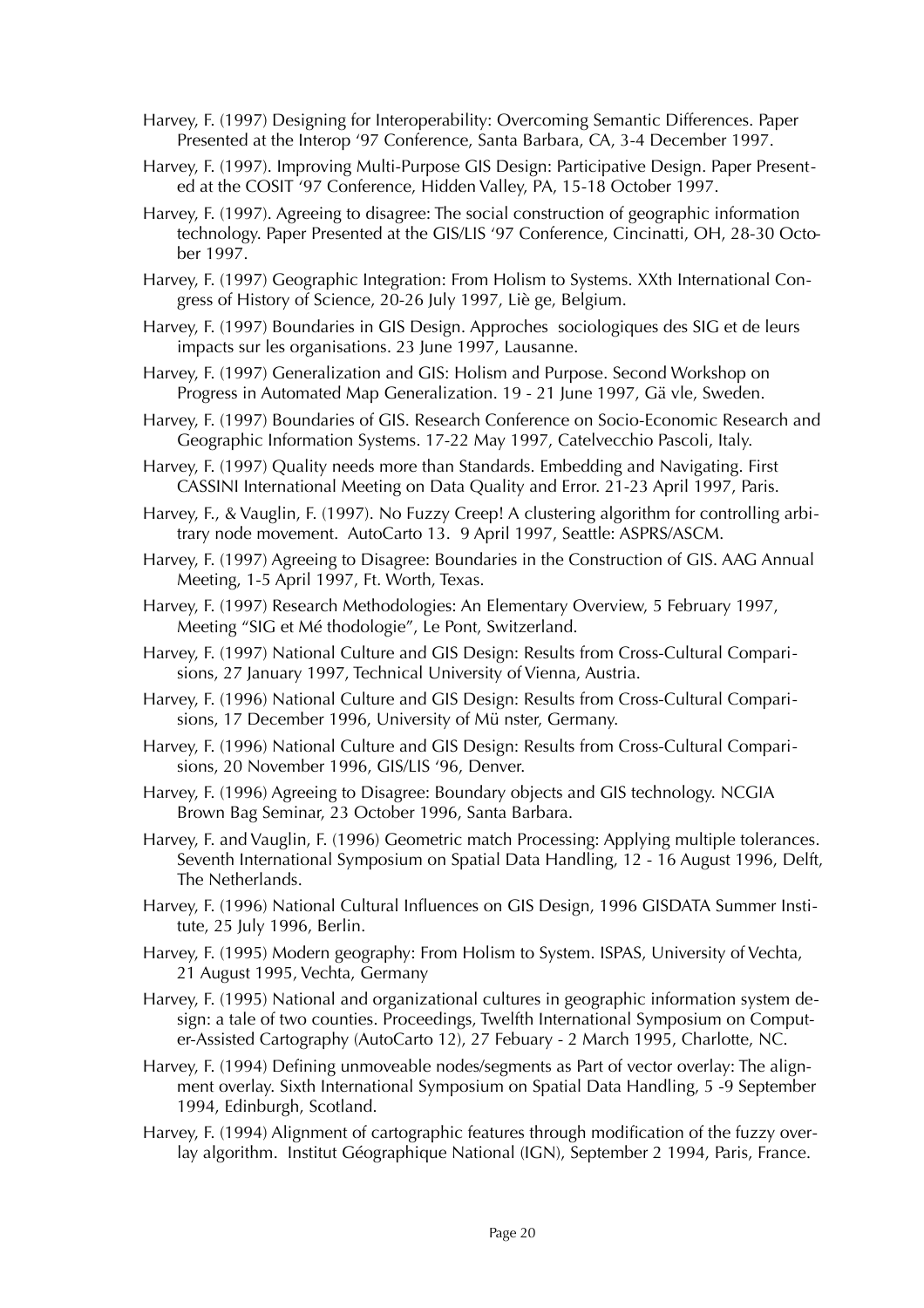Harvey, F. (1997) Designing for Interoperability: Overcoming Semantic Differences. Paper Presented at the Interop '97 Conference, Santa Barbara, CA, 3-4 December 1997.

Harvey, F. (1997). Improving Multi-Purpose GIS Design: Participative Design. Paper Presented at the COSIT '97 Conference, Hidden Valley, PA, 15-18 October 1997.

Harvey, F. (1997). Agreeing to disagree: The social construction of geographic information technology. Paper Presented at the GIS/LIS '97 Conference, Cincinatti, OH, 28-30 October 1997.

Harvey, F. (1997) Geographic Integration: From Holism to Systems. XXth International Congress of History of Science, 20-26 July 1997, Liège, Belgium.

Harvey, F. (1997) Boundaries in GIS Design. Approches sociologiques des SIG et de leurs impacts sur les organisations. 23 June 1997, Lausanne.

Harvey, F. (1997) Generalization and GIS: Holism and Purpose. Second Workshop on Progress in Automated Map Generalization. 19 - 21 June 1997, Gävle, Sweden.

Harvey, F. (1997) Boundaries of GIS. Research Conference on Socio-Economic Research and Geographic Information Systems. 17-22 May 1997, Catelvecchio Pascoli, Italy.

Harvey, F. (1997) Quality needs more than Standards. Embedding and Navigating. First CASSINI International Meeting on Data Quality and Error. 21-23 April 1997, Paris.

Harvey, F., & Vauglin, F. (1997). No Fuzzy Creep! A clustering algorithm for controlling arbitrary node movement. AutoCarto 13. 9 April 1997, Seattle: ASPRS/ASCM.

Harvey, F. (1997) Agreeing to Disagree: Boundaries in the Construction of GIS. AAG Annual Meeting, 1-5 April 1997, Ft. Worth, Texas.

Harvey, F. (1997) Research Methodologies: An Elementary Overview, 5 February 1997, Meeting "SIG et Méthodologie", Le Pont, Switzerland.

Harvey, F. (1997) National Culture and GIS Design: Results from Cross-Cultural Comparisions, 27 January 1997, Technical University of Vienna, Austria.

Harvey, F. (1996) National Culture and GIS Design: Results from Cross-Cultural Comparisions, 17 December 1996, University of Münster, Germany.

Harvey, F. (1996) National Culture and GIS Design: Results from Cross-Cultural Comparisions, 20 November 1996, GIS/LIS '96, Denver.

Harvey, F. (1996) Agreeing to Disagree: Boundary objects and GIS technology. NCGIA Brown Bag Seminar, 23 October 1996, Santa Barbara.

Harvey, F. and Vauglin, F. (1996) Geometric match Processing: Applying multiple tolerances. Seventh International Symposium on Spatial Data Handling, 12 - 16 August 1996, Delft, The Netherlands.

Harvey, F. (1996) National Cultural Influences on GIS Design, 1996 GISDATA Summer Institute, 25 July 1996, Berlin.

Harvey, F. (1995) Modern geography: From Holism to System. ISPAS, University of Vechta, 21 August 1995, Vechta, Germany

Harvey, F. (1995) National and organizational cultures in geographic information system design: a tale of two counties. Proceedings, Twelfth International Symposium on Computer-Assisted Cartography (AutoCarto 12), 27 Febuary - 2 March 1995, Charlotte, NC.

Harvey, F. (1994) Defining unmoveable nodes/segments as Part of vector overlay: The alignment overlay. Sixth International Symposium on Spatial Data Handling, 5 -9 September 1994, Edinburgh, Scotland.

Harvey, F. (1994) Alignment of cartographic features through modification of the fuzzy overlay algorithm. Institut Géographique National (IGN), September 2 1994, Paris, France.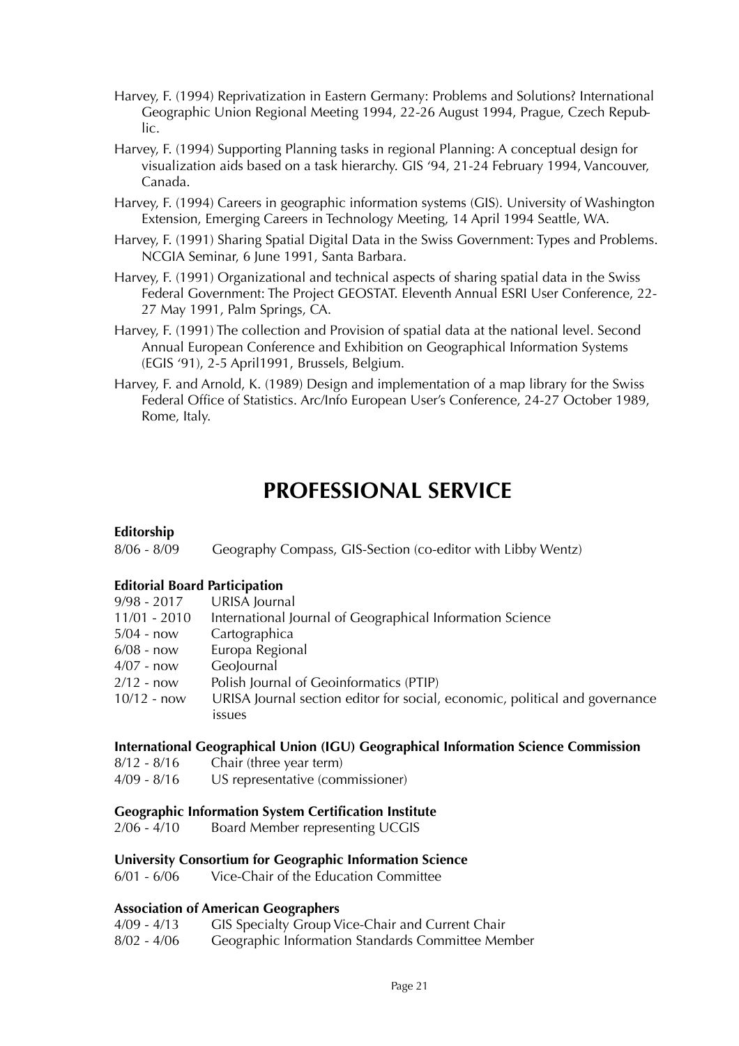Harvey, F. (1994) Reprivatization in Eastern Germany: Problems and Solutions? International Geographic Union Regional Meeting 1994, 22-26 August 1994, Prague, Czech Republic.

Harvey, F. (1994) Supporting Planning tasks in regional Planning: A conceptual design for visualization aids based on a task hierarchy. GIS '94, 21-24 February 1994, Vancouver, Canada.

Harvey, F. (1994) Careers in geographic information systems (GIS). University of Washington Extension, Emerging Careers in Technology Meeting, 14 April 1994 Seattle, WA.

Harvey, F. (1991) Sharing Spatial Digital Data in the Swiss Government: Types and Problems. NCGIA Seminar, 6 June 1991, Santa Barbara.

Harvey, F. (1991) Organizational and technical aspects of sharing spatial data in the Swiss Federal Government: The Project GEOSTAT. Eleventh Annual ESRI User Conference, 22-27 May 1991, Palm Springs, CA.

Harvey, F. (1991) The collection and Provision of spatial data at the national level. Second Annual European Conference and Exhibition on Geographical Information Systems (EGIS '91), 2-5 April1991, Brussels, Belgium.

Harvey, F. and Arnold, K. (1989) Design and implementation of a map library for the Swiss Federal Office of Statistics. Arc/Info European User's Conference, 24-27 October 1989, Rome, Italy.

# PROFESSIONAL SERVICE

**Editorship**

8/06 - 8/09 Geography Compass, GIS-Section (co-editor with Libby Wentz)

**Editorial Board Participation**

9/98 - 2017 URISA Journal
11/01 - 2010 International Journal of Geographical Information Science
5/04 - now Cartographica
6/08 - now Europa Regional
4/07 - now GeoJournal
2/12 - now Polish Journal of Geoinformatics (PTIP)
10/12 - now URISA Journal section editor for social, economic, political and governance issues

**International Geographical Union (IGU) Geographical Information Science Commission**

8/12 - 8/16 Chair (three year term)
4/09 - 8/16 US representative (commissioner)

**Geographic Information System Certification Institute**

2/06 - 4/10 Board Member representing UCGIS

**University Consortium for Geographic Information Science**

6/01 - 6/06 Vice-Chair of the Education Committee

**Association of American Geographers**

4/09 - 4/13 GIS Specialty Group Vice-Chair and Current Chair
8/02 - 4/06 Geographic Information Standards Committee Member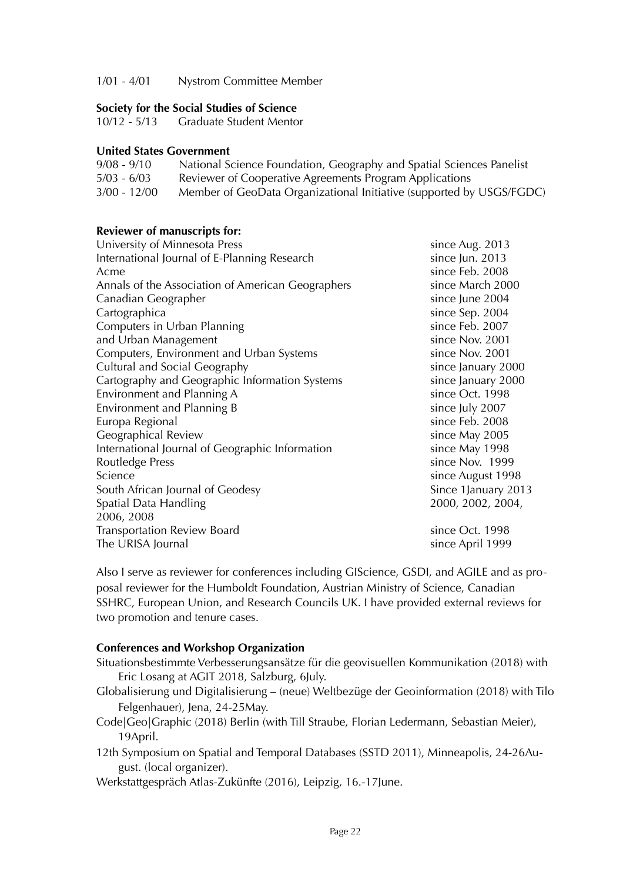1/01 - 4/01 Nystrom Committee Member

**Society for the Social Studies of Science**

10/12 - 5/13 Graduate Student Mentor

**United States Government**

9/08 - 9/10 National Science Foundation, Geography and Spatial Sciences Panelist

5/03 - 6/03 Reviewer of Cooperative Agreements Program Applications

3/00 - 12/00 Member of GeoData Organizational Initiative (supported by USGS/FGDC)

**Reviewer of manuscripts for:**

| | |
|---|---|
| University of Minnesota Press | since Aug. 2013 |
| International Journal of E-Planning Research | since Jun. 2013 |
| Acme | since Feb. 2008 |
| Annals of the Association of American Geographers | since March 2000 |
| Canadian Geographer | since June 2004 |
| Cartographica | since Sep. 2004 |
| Computers in Urban Planning | since Feb. 2007 |
| and Urban Management | since Nov. 2001 |
| Computers, Environment and Urban Systems | since Nov. 2001 |
| Cultural and Social Geography | since January 2000 |
| Cartography and Geographic Information Systems | since January 2000 |
| Environment and Planning A | since Oct. 1998 |
| Environment and Planning B | since July 2007 |
| Europa Regional | since Feb. 2008 |
| Geographical Review | since May 2005 |
| International Journal of Geographic Information | since May 1998 |
| Routledge Press | since Nov. 1999 |
| Science | since August 1998 |
| South African Journal of Geodesy | Since 1January 2013 |
| Spatial Data Handling | 2000, 2002, 2004, 2006, 2008 |
| Transportation Review Board | since Oct. 1998 |
| The URISA Journal | since April 1999 |

Also I serve as reviewer for conferences including GIScience, GSDI, and AGILE and as proposal reviewer for the Humboldt Foundation, Austrian Ministry of Science, Canadian SSHRC, European Union, and Research Councils UK. I have provided external reviews for two promotion and tenure cases.

**Conferences and Workshop Organization**

Situationsbestimmte Verbesserungsansätze für die geovisuellen Kommunikation (2018) with Eric Losang at AGIT 2018, Salzburg, 6July.

Globalisierung und Digitalisierung – (neue) Weltbezüge der Geoinformation (2018) with Tilo Felgenhauer), Jena, 24-25May.

Code|Geo|Graphic (2018) Berlin (with Till Straube, Florian Ledermann, Sebastian Meier), 19April.

12th Symposium on Spatial and Temporal Databases (SSTD 2011), Minneapolis, 24-26August. (local organizer).

Werkstattgespräch Atlas-Zukünfte (2016), Leipzig, 16.-17June.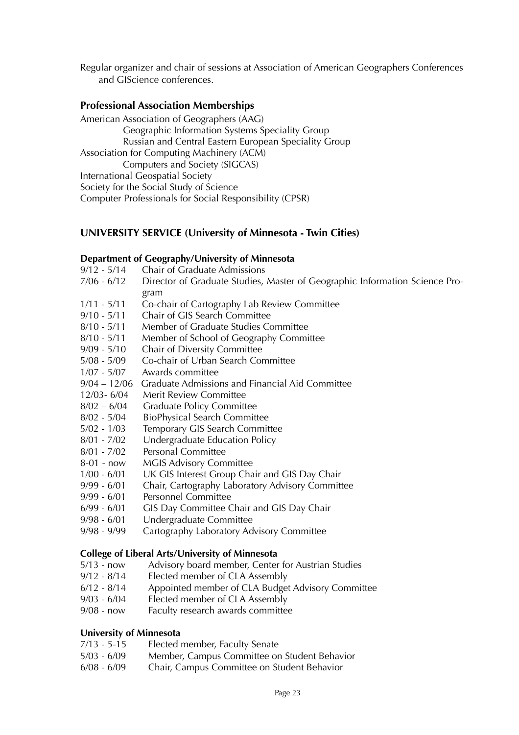Regular organizer and chair of sessions at Association of American Geographers Conferences and GIScience conferences.

### Professional Association Memberships

American Association of Geographers (AAG)
- Geographic Information Systems Speciality Group
- Russian and Central Eastern European Speciality Group

Association for Computing Machinery (ACM)
- Computers and Society (SIGCAS)

International Geospatial Society

Society for the Social Study of Science

Computer Professionals for Social Responsibility (CPSR)

## UNIVERSITY SERVICE (University of Minnesota - Twin Cities)

### Department of Geography/University of Minnesota

| | |
|---|---|
| 9/12 - 5/14 | Chair of Graduate Admissions |
| 7/06 - 6/12 | Director of Graduate Studies, Master of Geographic Information Science Program |
| 1/11 - 5/11 | Co-chair of Cartography Lab Review Committee |
| 9/10 - 5/11 | Chair of GIS Search Committee |
| 8/10 - 5/11 | Member of Graduate Studies Committee |
| 8/10 - 5/11 | Member of School of Geography Committee |
| 9/09 - 5/10 | Chair of Diversity Committee |
| 5/08 - 5/09 | Co-chair of Urban Search Committee |
| 1/07 - 5/07 | Awards committee |
| 9/04 – 12/06 | Graduate Admissions and Financial Aid Committee |
| 12/03- 6/04 | Merit Review Committee |
| 8/02 – 6/04 | Graduate Policy Committee |
| 8/02 - 5/04 | BioPhysical Search Committee |
| 5/02 - 1/03 | Temporary GIS Search Committee |
| 8/01 - 7/02 | Undergraduate Education Policy |
| 8/01 - 7/02 | Personal Committee |
| 8-01 - now | MGIS Advisory Committee |
| 1/00 - 6/01 | UK GIS Interest Group Chair and GIS Day Chair |
| 9/99 - 6/01 | Chair, Cartography Laboratory Advisory Committee |
| 9/99 - 6/01 | Personnel Committee |
| 6/99 - 6/01 | GIS Day Committee Chair and GIS Day Chair |
| 9/98 - 6/01 | Undergraduate Committee |
| 9/98 - 9/99 | Cartography Laboratory Advisory Committee |

### College of Liberal Arts/University of Minnesota

| | |
|---|---|
| 5/13 - now | Advisory board member, Center for Austrian Studies |
| 9/12 - 8/14 | Elected member of CLA Assembly |
| 6/12 - 8/14 | Appointed member of CLA Budget Advisory Committee |
| 9/03 - 6/04 | Elected member of CLA Assembly |
| 9/08 - now | Faculty research awards committee |

### University of Minnesota

| | |
|---|---|
| 7/13 - 5-15 | Elected member, Faculty Senate |
| 5/03 - 6/09 | Member, Campus Committee on Student Behavior |
| 6/08 - 6/09 | Chair, Campus Committee on Student Behavior |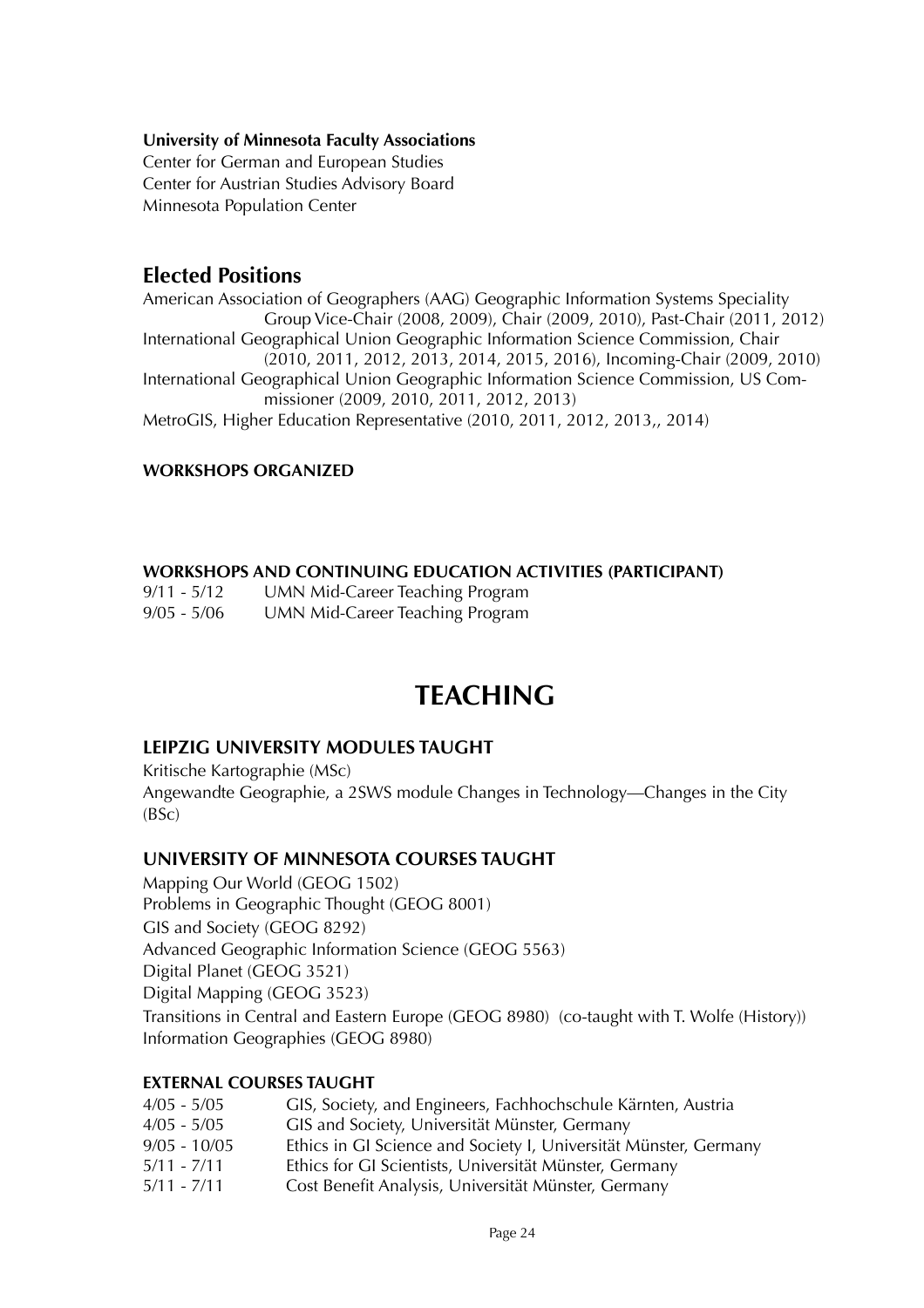**University of Minnesota Faculty Associations**

Center for German and European Studies
Center for Austrian Studies Advisory Board
Minnesota Population Center

## Elected Positions

American Association of Geographers (AAG) Geographic Information Systems Speciality Group Vice-Chair (2008, 2009), Chair (2009, 2010), Past-Chair (2011, 2012)
International Geographical Union Geographic Information Science Commission, Chair (2010, 2011, 2012, 2013, 2014, 2015, 2016), Incoming-Chair (2009, 2010)
International Geographical Union Geographic Information Science Commission, US Commissioner (2009, 2010, 2011, 2012, 2013)
MetroGIS, Higher Education Representative (2010, 2011, 2012, 2013,, 2014)

**WORKSHOPS ORGANIZED**

**WORKSHOPS AND CONTINUING EDUCATION ACTIVITIES (PARTICIPANT)**

9/11 - 5/12 UMN Mid-Career Teaching Program
9/05 - 5/06 UMN Mid-Career Teaching Program

# TEACHING

### LEIPZIG UNIVERSITY MODULES TAUGHT

Kritische Kartographie (MSc)
Angewandte Geographie, a 2SWS module Changes in Technology—Changes in the City (BSc)

### UNIVERSITY OF MINNESOTA COURSES TAUGHT

Mapping Our World (GEOG 1502)
Problems in Geographic Thought (GEOG 8001)
GIS and Society (GEOG 8292)
Advanced Geographic Information Science (GEOG 5563)
Digital Planet (GEOG 3521)
Digital Mapping (GEOG 3523)
Transitions in Central and Eastern Europe (GEOG 8980) (co-taught with T. Wolfe (History))
Information Geographies (GEOG 8980)

**EXTERNAL COURSES TAUGHT**

4/05 - 5/05 GIS, Society, and Engineers, Fachhochschule Kärnten, Austria
4/05 - 5/05 GIS and Society, Universität Münster, Germany
9/05 - 10/05 Ethics in GI Science and Society I, Universität Münster, Germany
5/11 - 7/11 Ethics for GI Scientists, Universität Münster, Germany
5/11 - 7/11 Cost Benefit Analysis, Universität Münster, Germany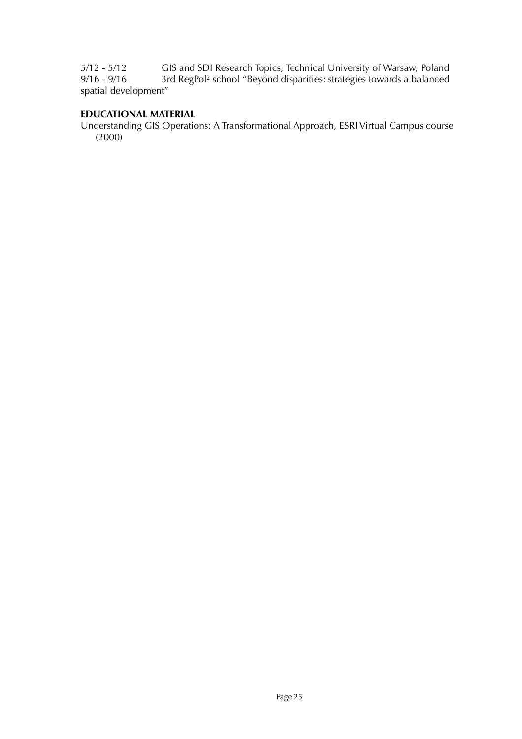5/12 - 5/12 GIS and SDI Research Topics, Technical University of Warsaw, Poland
9/16 - 9/16 3rd RegPol² school "Beyond disparities: strategies towards a balanced spatial development"

**EDUCATIONAL MATERIAL**

Understanding GIS Operations: A Transformational Approach, ESRI Virtual Campus course (2000)